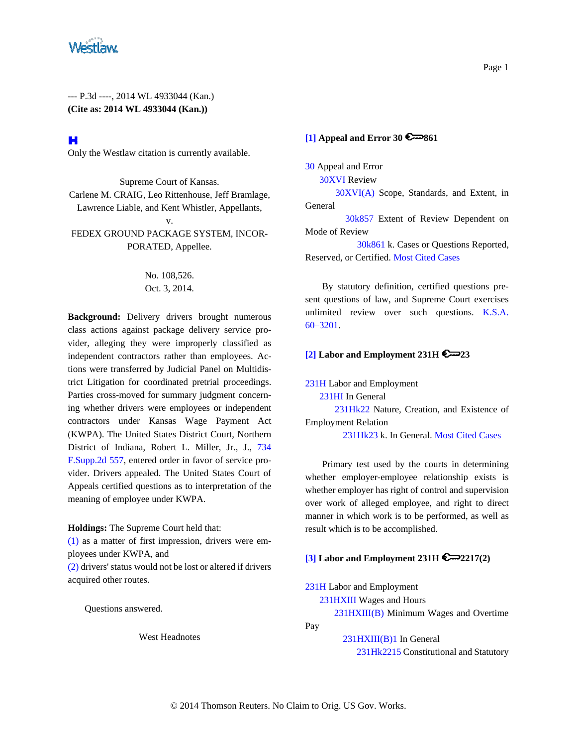--- P.3d ----, 2014 WL 4933044 (Kan.)
**(Cite as: 2014 WL 4933044 (Kan.))**

Only the Westlaw citation is currently available.

Supreme Court of Kansas.
Carlene M. CRAIG, Leo Rittenhouse, Jeff Bramlage, Lawrence Liable, and Kent Whistler, Appellants,
v.
FEDEX GROUND PACKAGE SYSTEM, INCORPORATED, Appellee.

No. 108,526.
Oct. 3, 2014.

**Background:** Delivery drivers brought numerous class actions against package delivery service provider, alleging they were improperly classified as independent contractors rather than employees. Actions were transferred by Judicial Panel on Multidistrict Litigation for coordinated pretrial proceedings. Parties cross-moved for summary judgment concerning whether drivers were employees or independent contractors under Kansas Wage Payment Act (KWPA). The United States District Court, Northern District of Indiana, Robert L. Miller, Jr., J., 734 F.Supp.2d 557, entered order in favor of service provider. Drivers appealed. The United States Court of Appeals certified questions as to interpretation of the meaning of employee under KWPA.

**Holdings:** The Supreme Court held that:
(1) as a matter of first impression, drivers were employees under KWPA, and
(2) drivers' status would not be lost or altered if drivers acquired other routes.

Questions answered.

West Headnotes

**[1] Appeal and Error 30 861**

30 Appeal and Error
30XVI Review
30XVI(A) Scope, Standards, and Extent, in General
30k857 Extent of Review Dependent on Mode of Review
30k861 k. Cases or Questions Reported, Reserved, or Certified. Most Cited Cases

By statutory definition, certified questions present questions of law, and Supreme Court exercises unlimited review over such questions. K.S.A. 60–3201.

**[2] Labor and Employment 231H 23**

231H Labor and Employment
231HI In General
231Hk22 Nature, Creation, and Existence of Employment Relation
231Hk23 k. In General. Most Cited Cases

Primary test used by the courts in determining whether employer-employee relationship exists is whether employer has right of control and supervision over work of alleged employee, and right to direct manner in which work is to be performed, as well as result which is to be accomplished.

**[3] Labor and Employment 231H 2217(2)**

231H Labor and Employment
231HXIII Wages and Hours
231HXIII(B) Minimum Wages and Overtime Pay
231HXIII(B)1 In General
231Hk2215 Constitutional and Statutory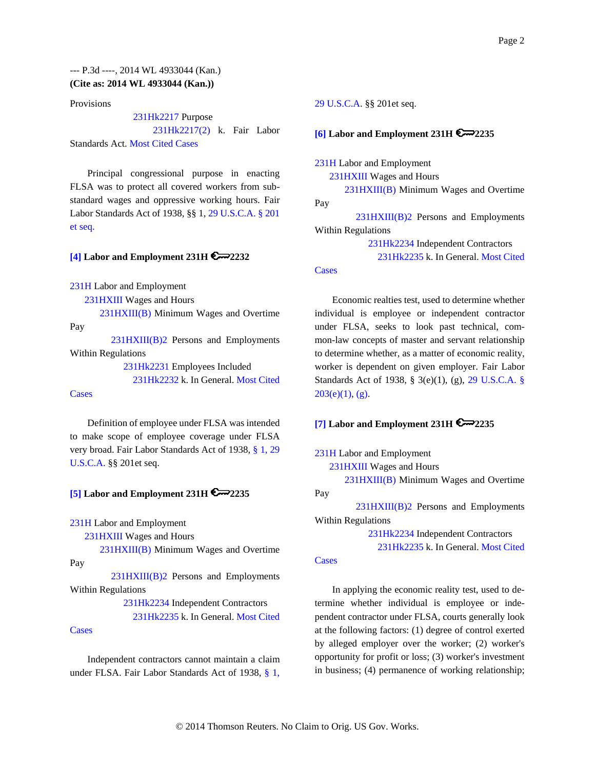Provisions

231Hk2217 Purpose

231Hk2217(2) k. Fair Labor Standards Act. Most Cited Cases

Principal congressional purpose in enacting FLSA was to protect all covered workers from substandard wages and oppressive working hours. Fair Labor Standards Act of 1938, §§ 1, 29 U.S.C.A. § 201 et seq.

**[4] Labor and Employment 231H 2232**

231H Labor and Employment

231HXIII Wages and Hours

231HXIII(B) Minimum Wages and Overtime Pay

231HXIII(B)2 Persons and Employments Within Regulations

231Hk2231 Employees Included

231Hk2232 k. In General. Most Cited Cases

Definition of employee under FLSA was intended to make scope of employee coverage under FLSA very broad. Fair Labor Standards Act of 1938, § 1, 29 U.S.C.A. §§ 201et seq.

**[5] Labor and Employment 231H 2235**

231H Labor and Employment

231HXIII Wages and Hours

231HXIII(B) Minimum Wages and Overtime Pay

231HXIII(B)2 Persons and Employments Within Regulations

231Hk2234 Independent Contractors

231Hk2235 k. In General. Most Cited Cases

Independent contractors cannot maintain a claim under FLSA. Fair Labor Standards Act of 1938, § 1, 29 U.S.C.A. §§ 201et seq.

**[6] Labor and Employment 231H 2235**

231H Labor and Employment

231HXIII Wages and Hours

231HXIII(B) Minimum Wages and Overtime Pay

231HXIII(B)2 Persons and Employments Within Regulations

231Hk2234 Independent Contractors

231Hk2235 k. In General. Most Cited Cases

Economic realties test, used to determine whether individual is employee or independent contractor under FLSA, seeks to look past technical, common-law concepts of master and servant relationship to determine whether, as a matter of economic reality, worker is dependent on given employer. Fair Labor Standards Act of 1938, § 3(e)(1), (g), 29 U.S.C.A. § 203(e)(1), (g).

**[7] Labor and Employment 231H 2235**

231H Labor and Employment

231HXIII Wages and Hours

231HXIII(B) Minimum Wages and Overtime Pay

231HXIII(B)2 Persons and Employments Within Regulations

231Hk2234 Independent Contractors

231Hk2235 k. In General. Most Cited Cases

In applying the economic reality test, used to determine whether individual is employee or independent contractor under FLSA, courts generally look at the following factors: (1) degree of control exerted by alleged employer over the worker; (2) worker's opportunity for profit or loss; (3) worker's investment in business; (4) permanence of working relationship;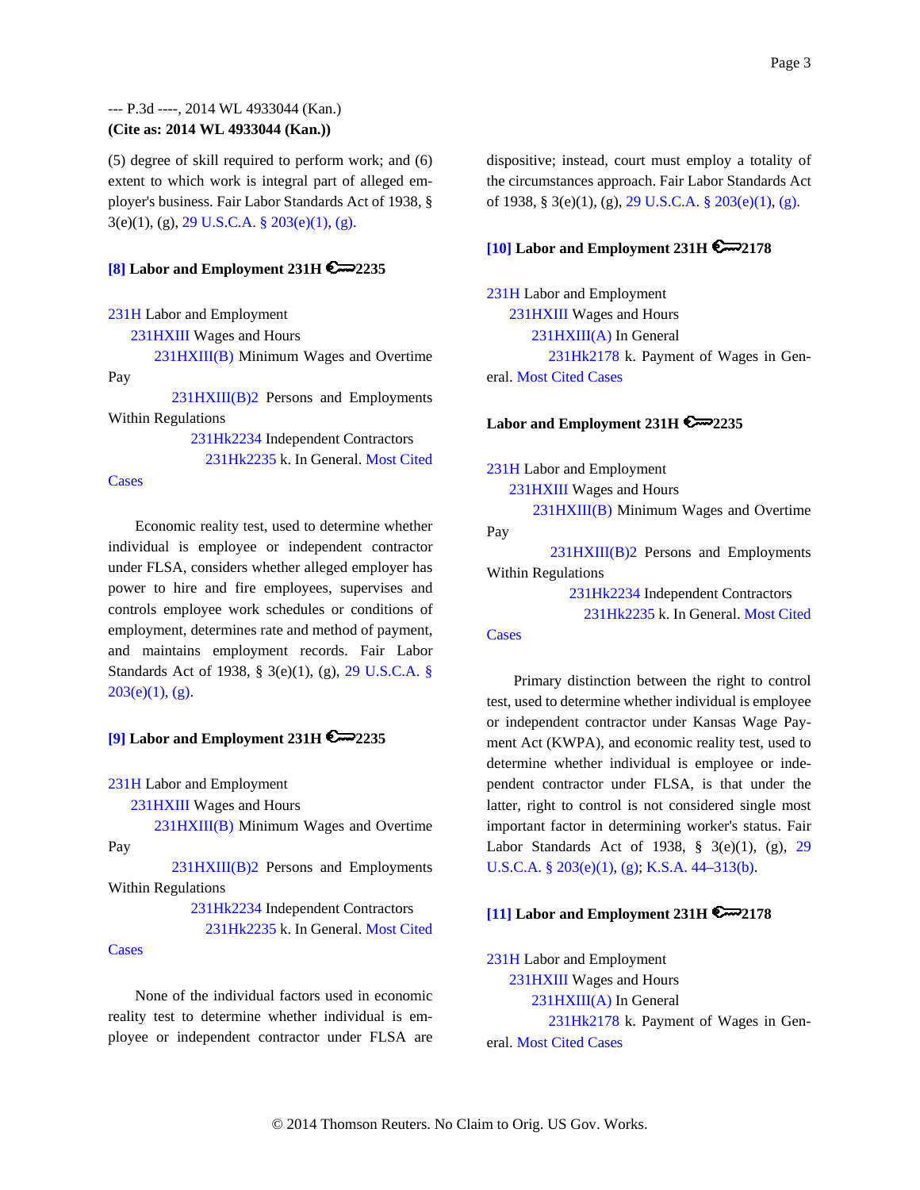(5) degree of skill required to perform work; and (6) extent to which work is integral part of alleged employer's business. Fair Labor Standards Act of 1938, § 3(e)(1), (g), 29 U.S.C.A. § 203(e)(1), (g).

**[8] Labor and Employment 231H 2235**

231H Labor and Employment
231HXIII Wages and Hours
231HXIII(B) Minimum Wages and Overtime Pay
231HXIII(B)2 Persons and Employments Within Regulations
231Hk2234 Independent Contractors
231Hk2235 k. In General. Most Cited Cases

Economic reality test, used to determine whether individual is employee or independent contractor under FLSA, considers whether alleged employer has power to hire and fire employees, supervises and controls employee work schedules or conditions of employment, determines rate and method of payment, and maintains employment records. Fair Labor Standards Act of 1938, § 3(e)(1), (g), 29 U.S.C.A. § 203(e)(1), (g).

**[9] Labor and Employment 231H 2235**

231H Labor and Employment
231HXIII Wages and Hours
231HXIII(B) Minimum Wages and Overtime Pay
231HXIII(B)2 Persons and Employments Within Regulations
231Hk2234 Independent Contractors
231Hk2235 k. In General. Most Cited Cases

None of the individual factors used in economic reality test to determine whether individual is employee or independent contractor under FLSA are dispositive; instead, court must employ a totality of the circumstances approach. Fair Labor Standards Act of 1938, § 3(e)(1), (g), 29 U.S.C.A. § 203(e)(1), (g).

**[10] Labor and Employment 231H 2178**

231H Labor and Employment
231HXIII Wages and Hours
231HXIII(A) In General
231Hk2178 k. Payment of Wages in General. Most Cited Cases

**Labor and Employment 231H 2235**

231H Labor and Employment
231HXIII Wages and Hours
231HXIII(B) Minimum Wages and Overtime Pay
231HXIII(B)2 Persons and Employments Within Regulations
231Hk2234 Independent Contractors
231Hk2235 k. In General. Most Cited Cases

Primary distinction between the right to control test, used to determine whether individual is employee or independent contractor under Kansas Wage Payment Act (KWPA), and economic reality test, used to determine whether individual is employee or independent contractor under FLSA, is that under the latter, right to control is not considered single most important factor in determining worker's status. Fair Labor Standards Act of 1938, § 3(e)(1), (g), 29 U.S.C.A. § 203(e)(1), (g); K.S.A. 44–313(b).

**[11] Labor and Employment 231H 2178**

231H Labor and Employment
231HXIII Wages and Hours
231HXIII(A) In General
231Hk2178 k. Payment of Wages in General. Most Cited Cases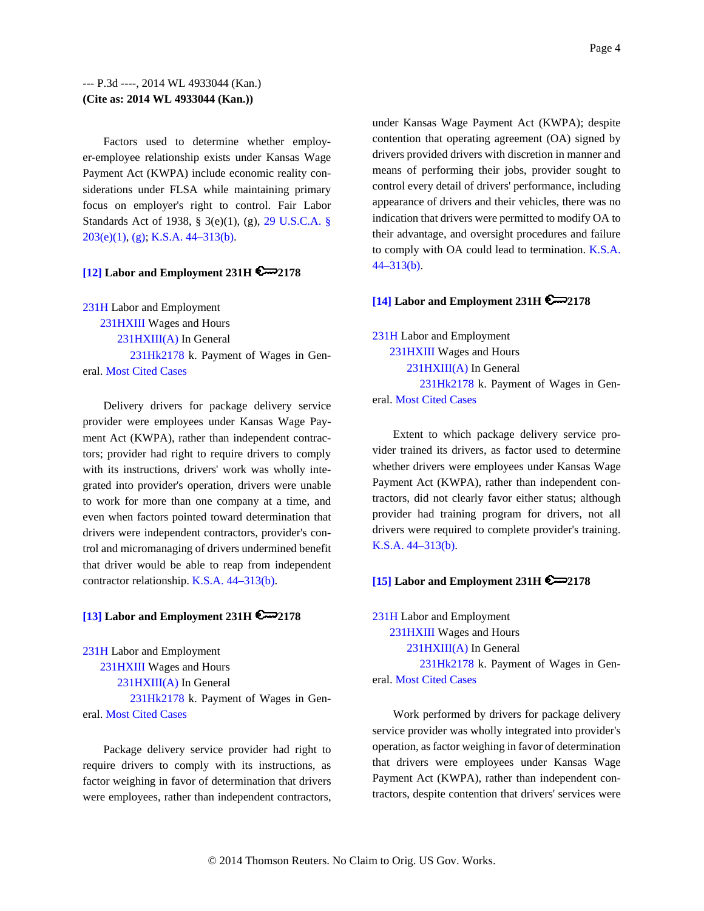Factors used to determine whether employer-employee relationship exists under Kansas Wage Payment Act (KWPA) include economic reality considerations under FLSA while maintaining primary focus on employer's right to control. Fair Labor Standards Act of 1938, § 3(e)(1), (g), 29 U.S.C.A. § 203(e)(1), (g); K.S.A. 44–313(b).

**[12] Labor and Employment 231H 2178**

231H Labor and Employment
231HXIII Wages and Hours
231HXIII(A) In General
231Hk2178 k. Payment of Wages in General. Most Cited Cases

Delivery drivers for package delivery service provider were employees under Kansas Wage Payment Act (KWPA), rather than independent contractors; provider had right to require drivers to comply with its instructions, drivers' work was wholly integrated into provider's operation, drivers were unable to work for more than one company at a time, and even when factors pointed toward determination that drivers were independent contractors, provider's control and micromanaging of drivers undermined benefit that driver would be able to reap from independent contractor relationship. K.S.A. 44–313(b).

**[13] Labor and Employment 231H 2178**

231H Labor and Employment
231HXIII Wages and Hours
231HXIII(A) In General
231Hk2178 k. Payment of Wages in General. Most Cited Cases

Package delivery service provider had right to require drivers to comply with its instructions, as factor weighing in favor of determination that drivers were employees, rather than independent contractors, under Kansas Wage Payment Act (KWPA); despite contention that operating agreement (OA) signed by drivers provided drivers with discretion in manner and means of performing their jobs, provider sought to control every detail of drivers' performance, including appearance of drivers and their vehicles, there was no indication that drivers were permitted to modify OA to their advantage, and oversight procedures and failure to comply with OA could lead to termination. K.S.A. 44–313(b).

**[14] Labor and Employment 231H 2178**

231H Labor and Employment
231HXIII Wages and Hours
231HXIII(A) In General
231Hk2178 k. Payment of Wages in General. Most Cited Cases

Extent to which package delivery service provider trained its drivers, as factor used to determine whether drivers were employees under Kansas Wage Payment Act (KWPA), rather than independent contractors, did not clearly favor either status; although provider had training program for drivers, not all drivers were required to complete provider's training. K.S.A. 44–313(b).

**[15] Labor and Employment 231H 2178**

231H Labor and Employment
231HXIII Wages and Hours
231HXIII(A) In General
231Hk2178 k. Payment of Wages in General. Most Cited Cases

Work performed by drivers for package delivery service provider was wholly integrated into provider's operation, as factor weighing in favor of determination that drivers were employees under Kansas Wage Payment Act (KWPA), rather than independent contractors, despite contention that drivers' services were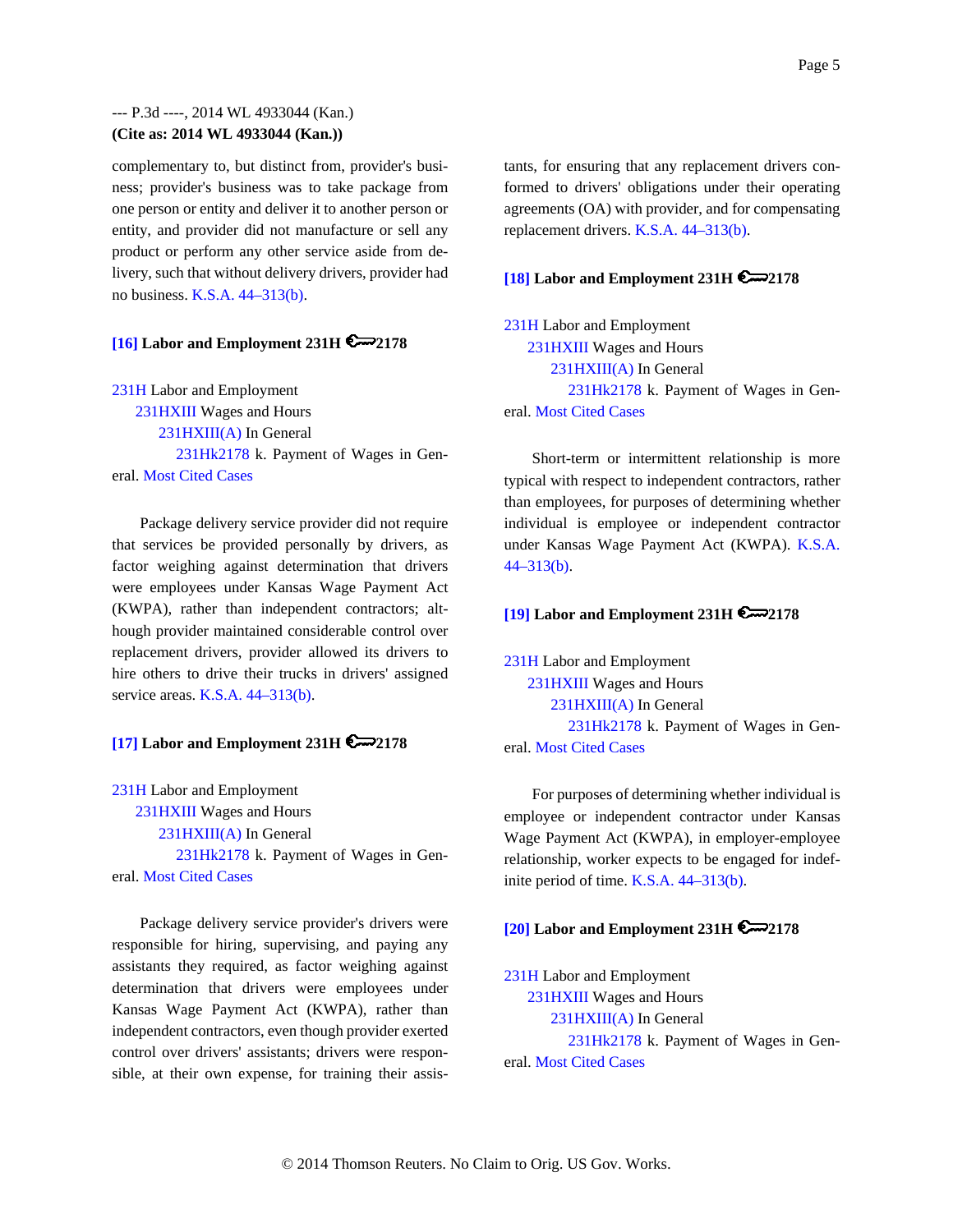complementary to, but distinct from, provider's business; provider's business was to take package from one person or entity and deliver it to another person or entity, and provider did not manufacture or sell any product or perform any other service aside from delivery, such that without delivery drivers, provider had no business. K.S.A. 44–313(b).

**[16] Labor and Employment 231H 2178**

231H Labor and Employment
231HXIII Wages and Hours
231HXIII(A) In General
231Hk2178 k. Payment of Wages in General. Most Cited Cases

Package delivery service provider did not require that services be provided personally by drivers, as factor weighing against determination that drivers were employees under Kansas Wage Payment Act (KWPA), rather than independent contractors; although provider maintained considerable control over replacement drivers, provider allowed its drivers to hire others to drive their trucks in drivers' assigned service areas. K.S.A. 44–313(b).

**[17] Labor and Employment 231H 2178**

231H Labor and Employment
231HXIII Wages and Hours
231HXIII(A) In General
231Hk2178 k. Payment of Wages in General. Most Cited Cases

Package delivery service provider's drivers were responsible for hiring, supervising, and paying any assistants they required, as factor weighing against determination that drivers were employees under Kansas Wage Payment Act (KWPA), rather than independent contractors, even though provider exerted control over drivers' assistants; drivers were responsible, at their own expense, for training their assistants, for ensuring that any replacement drivers conformed to drivers' obligations under their operating agreements (OA) with provider, and for compensating replacement drivers. K.S.A. 44–313(b).

**[18] Labor and Employment 231H 2178**

231H Labor and Employment
231HXIII Wages and Hours
231HXIII(A) In General
231Hk2178 k. Payment of Wages in General. Most Cited Cases

Short-term or intermittent relationship is more typical with respect to independent contractors, rather than employees, for purposes of determining whether individual is employee or independent contractor under Kansas Wage Payment Act (KWPA). K.S.A. 44–313(b).

**[19] Labor and Employment 231H 2178**

231H Labor and Employment
231HXIII Wages and Hours
231HXIII(A) In General
231Hk2178 k. Payment of Wages in General. Most Cited Cases

For purposes of determining whether individual is employee or independent contractor under Kansas Wage Payment Act (KWPA), in employer-employee relationship, worker expects to be engaged for indefinite period of time. K.S.A. 44–313(b).

**[20] Labor and Employment 231H 2178**

231H Labor and Employment
231HXIII Wages and Hours
231HXIII(A) In General
231Hk2178 k. Payment of Wages in General. Most Cited Cases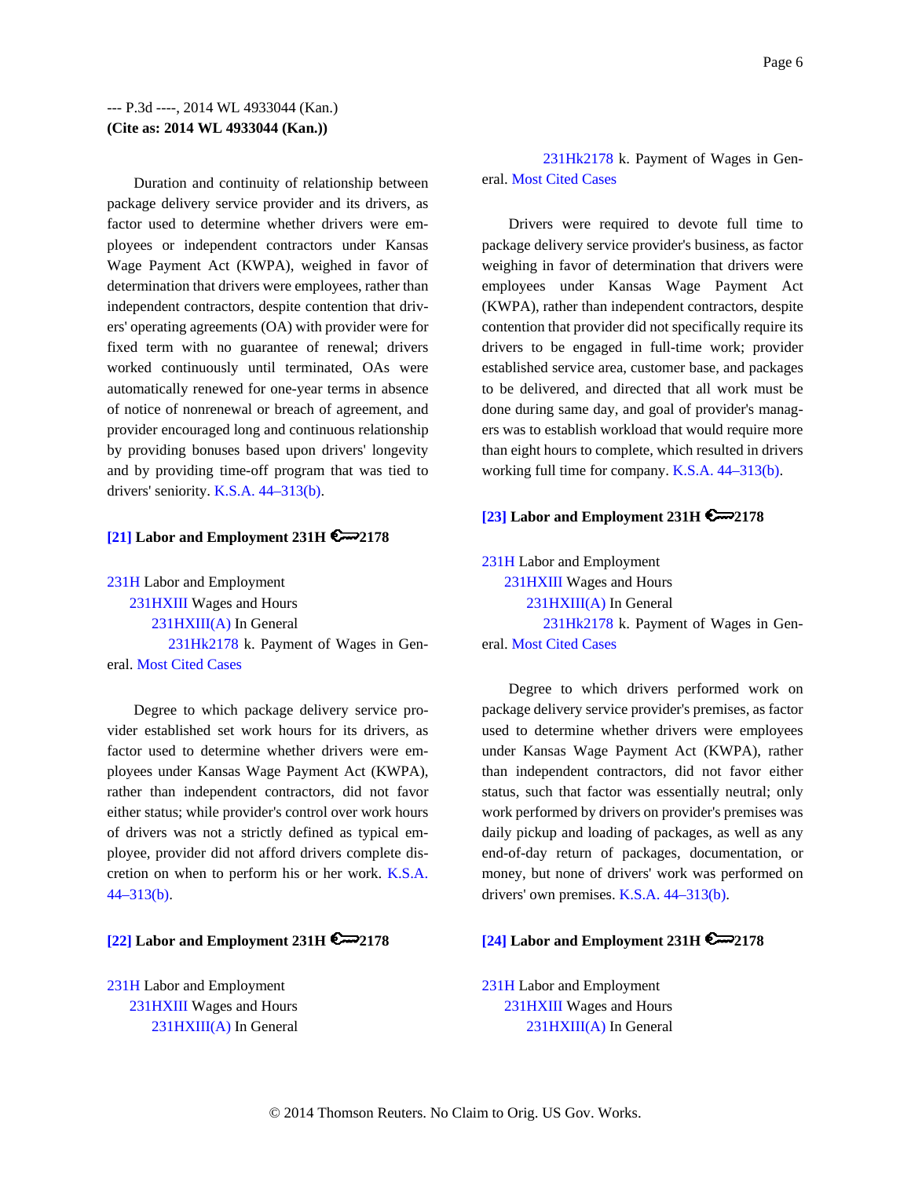Duration and continuity of relationship between package delivery service provider and its drivers, as factor used to determine whether drivers were employees or independent contractors under Kansas Wage Payment Act (KWPA), weighed in favor of determination that drivers were employees, rather than independent contractors, despite contention that drivers' operating agreements (OA) with provider were for fixed term with no guarantee of renewal; drivers worked continuously until terminated, OAs were automatically renewed for one-year terms in absence of notice of nonrenewal or breach of agreement, and provider encouraged long and continuous relationship by providing bonuses based upon drivers' longevity and by providing time-off program that was tied to drivers' seniority. K.S.A. 44–313(b).

**[21] Labor and Employment 231H 2178**

231H Labor and Employment
  231HXIII Wages and Hours
    231HXIII(A) In General
      231Hk2178 k. Payment of Wages in General. Most Cited Cases

Degree to which package delivery service provider established set work hours for its drivers, as factor used to determine whether drivers were employees under Kansas Wage Payment Act (KWPA), rather than independent contractors, did not favor either status; while provider's control over work hours of drivers was not a strictly defined as typical employee, provider did not afford drivers complete discretion on when to perform his or her work. K.S.A. 44–313(b).

**[22] Labor and Employment 231H 2178**

231H Labor and Employment
  231HXIII Wages and Hours
    231HXIII(A) In General
      231Hk2178 k. Payment of Wages in General. Most Cited Cases

Drivers were required to devote full time to package delivery service provider's business, as factor weighing in favor of determination that drivers were employees under Kansas Wage Payment Act (KWPA), rather than independent contractors, despite contention that provider did not specifically require its drivers to be engaged in full-time work; provider established service area, customer base, and packages to be delivered, and directed that all work must be done during same day, and goal of provider's managers was to establish workload that would require more than eight hours to complete, which resulted in drivers working full time for company. K.S.A. 44–313(b).

**[23] Labor and Employment 231H 2178**

231H Labor and Employment
  231HXIII Wages and Hours
    231HXIII(A) In General
      231Hk2178 k. Payment of Wages in General. Most Cited Cases

Degree to which drivers performed work on package delivery service provider's premises, as factor used to determine whether drivers were employees under Kansas Wage Payment Act (KWPA), rather than independent contractors, did not favor either status, such that factor was essentially neutral; only work performed by drivers on provider's premises was daily pickup and loading of packages, as well as any end-of-day return of packages, documentation, or money, but none of drivers' work was performed on drivers' own premises. K.S.A. 44–313(b).

**[24] Labor and Employment 231H 2178**

231H Labor and Employment
  231HXIII Wages and Hours
    231HXIII(A) In General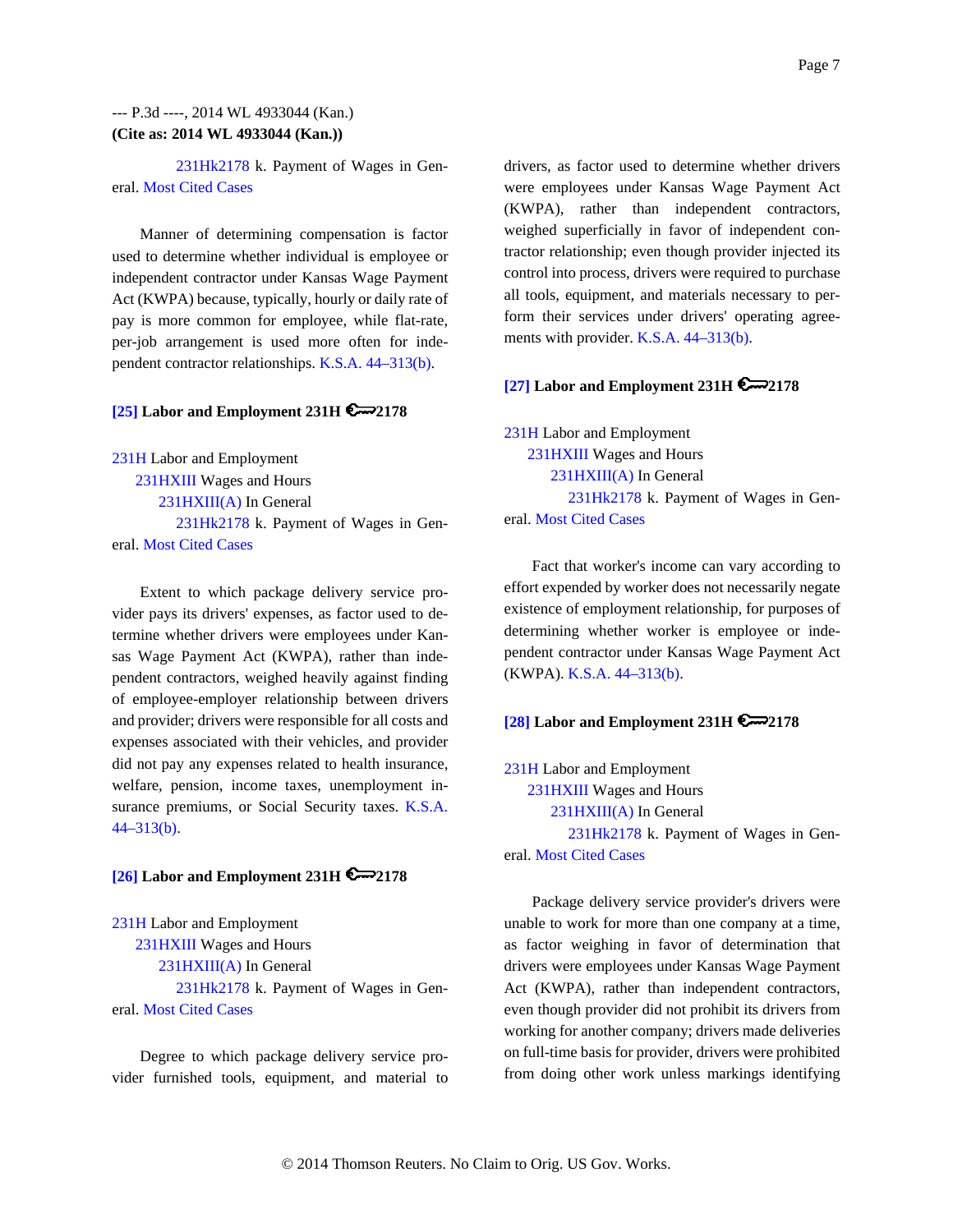231Hk2178 k. Payment of Wages in General. Most Cited Cases

Manner of determining compensation is factor used to determine whether individual is employee or independent contractor under Kansas Wage Payment Act (KWPA) because, typically, hourly or daily rate of pay is more common for employee, while flat-rate, per-job arrangement is used more often for independent contractor relationships. K.S.A. 44–313(b).

**[25] Labor and Employment 231H 2178**

231H Labor and Employment
    231HXIII Wages and Hours
        231HXIII(A) In General
            231Hk2178 k. Payment of Wages in General. Most Cited Cases

Extent to which package delivery service provider pays its drivers' expenses, as factor used to determine whether drivers were employees under Kansas Wage Payment Act (KWPA), rather than independent contractors, weighed heavily against finding of employee-employer relationship between drivers and provider; drivers were responsible for all costs and expenses associated with their vehicles, and provider did not pay any expenses related to health insurance, welfare, pension, income taxes, unemployment insurance premiums, or Social Security taxes. K.S.A. 44–313(b).

**[26] Labor and Employment 231H 2178**

231H Labor and Employment
    231HXIII Wages and Hours
        231HXIII(A) In General
            231Hk2178 k. Payment of Wages in General. Most Cited Cases

Degree to which package delivery service provider furnished tools, equipment, and material to drivers, as factor used to determine whether drivers were employees under Kansas Wage Payment Act (KWPA), rather than independent contractors, weighed superficially in favor of independent contractor relationship; even though provider injected its control into process, drivers were required to purchase all tools, equipment, and materials necessary to perform their services under drivers' operating agreements with provider. K.S.A. 44–313(b).

**[27] Labor and Employment 231H 2178**

231H Labor and Employment
    231HXIII Wages and Hours
        231HXIII(A) In General
            231Hk2178 k. Payment of Wages in General. Most Cited Cases

Fact that worker's income can vary according to effort expended by worker does not necessarily negate existence of employment relationship, for purposes of determining whether worker is employee or independent contractor under Kansas Wage Payment Act (KWPA). K.S.A. 44–313(b).

**[28] Labor and Employment 231H 2178**

231H Labor and Employment
    231HXIII Wages and Hours
        231HXIII(A) In General
            231Hk2178 k. Payment of Wages in General. Most Cited Cases

Package delivery service provider's drivers were unable to work for more than one company at a time, as factor weighing in favor of determination that drivers were employees under Kansas Wage Payment Act (KWPA), rather than independent contractors, even though provider did not prohibit its drivers from working for another company; drivers made deliveries on full-time basis for provider, drivers were prohibited from doing other work unless markings identifying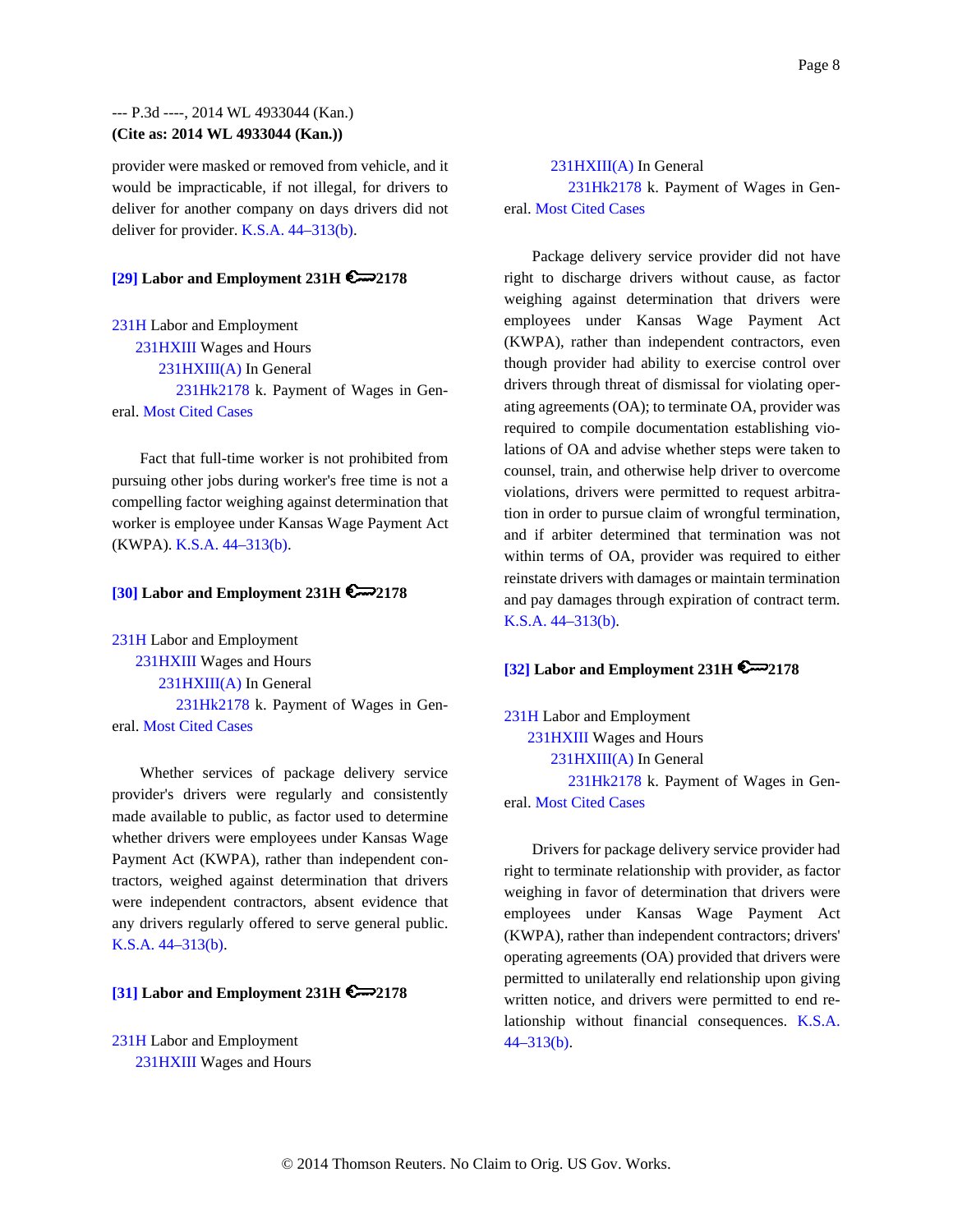provider were masked or removed from vehicle, and it would be impracticable, if not illegal, for drivers to deliver for another company on days drivers did not deliver for provider. K.S.A. 44–313(b).

**[29] Labor and Employment 231H 2178**

231H Labor and Employment
  231HXIII Wages and Hours
    231HXIII(A) In General
      231Hk2178 k. Payment of Wages in General. Most Cited Cases

Fact that full-time worker is not prohibited from pursuing other jobs during worker's free time is not a compelling factor weighing against determination that worker is employee under Kansas Wage Payment Act (KWPA). K.S.A. 44–313(b).

**[30] Labor and Employment 231H 2178**

231H Labor and Employment
  231HXIII Wages and Hours
    231HXIII(A) In General
      231Hk2178 k. Payment of Wages in General. Most Cited Cases

Whether services of package delivery service provider's drivers were regularly and consistently made available to public, as factor used to determine whether drivers were employees under Kansas Wage Payment Act (KWPA), rather than independent contractors, weighed against determination that drivers were independent contractors, absent evidence that any drivers regularly offered to serve general public. K.S.A. 44–313(b).

**[31] Labor and Employment 231H 2178**

231H Labor and Employment
  231HXIII Wages and Hours
    231HXIII(A) In General
      231Hk2178 k. Payment of Wages in General. Most Cited Cases

Package delivery service provider did not have right to discharge drivers without cause, as factor weighing against determination that drivers were employees under Kansas Wage Payment Act (KWPA), rather than independent contractors, even though provider had ability to exercise control over drivers through threat of dismissal for violating operating agreements (OA); to terminate OA, provider was required to compile documentation establishing violations of OA and advise whether steps were taken to counsel, train, and otherwise help driver to overcome violations, drivers were permitted to request arbitration in order to pursue claim of wrongful termination, and if arbiter determined that termination was not within terms of OA, provider was required to either reinstate drivers with damages or maintain termination and pay damages through expiration of contract term. K.S.A. 44–313(b).

**[32] Labor and Employment 231H 2178**

231H Labor and Employment
  231HXIII Wages and Hours
    231HXIII(A) In General
      231Hk2178 k. Payment of Wages in General. Most Cited Cases

Drivers for package delivery service provider had right to terminate relationship with provider, as factor weighing in favor of determination that drivers were employees under Kansas Wage Payment Act (KWPA), rather than independent contractors; drivers' operating agreements (OA) provided that drivers were permitted to unilaterally end relationship upon giving written notice, and drivers were permitted to end relationship without financial consequences. K.S.A. 44–313(b).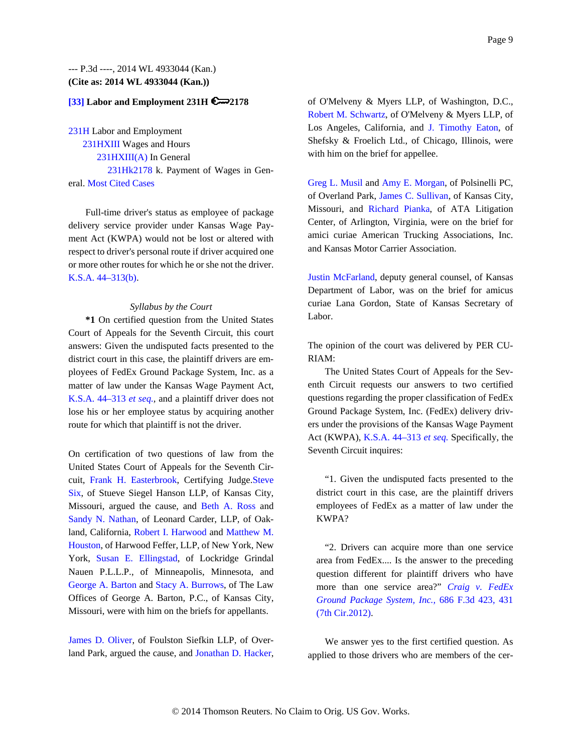--- P.3d ----, 2014 WL 4933044 (Kan.)
**(Cite as: 2014 WL 4933044 (Kan.))**

**[33] Labor and Employment 231H 2178**

231H Labor and Employment
231HXIII Wages and Hours
231HXIII(A) In General
231Hk2178 k. Payment of Wages in General. Most Cited Cases

Full-time driver's status as employee of package delivery service provider under Kansas Wage Payment Act (KWPA) would not be lost or altered with respect to driver's personal route if driver acquired one or more other routes for which he or she not the driver. K.S.A. 44–313(b).

*Syllabus by the Court*

**\*1** On certified question from the United States Court of Appeals for the Seventh Circuit, this court answers: Given the undisputed facts presented to the district court in this case, the plaintiff drivers are employees of FedEx Ground Package System, Inc. as a matter of law under the Kansas Wage Payment Act, K.S.A. 44–313 *et seq.*, and a plaintiff driver does not lose his or her employee status by acquiring another route for which that plaintiff is not the driver.

On certification of two questions of law from the United States Court of Appeals for the Seventh Circuit, Frank H. Easterbrook, Certifying Judge.Steve Six, of Stueve Siegel Hanson LLP, of Kansas City, Missouri, argued the cause, and Beth A. Ross and Sandy N. Nathan, of Leonard Carder, LLP, of Oakland, California, Robert I. Harwood and Matthew M. Houston, of Harwood Feffer, LLP, of New York, New York, Susan E. Ellingstad, of Lockridge Grindal Nauen P.L.L.P., of Minneapolis, Minnesota, and George A. Barton and Stacy A. Burrows, of The Law Offices of George A. Barton, P.C., of Kansas City, Missouri, were with him on the briefs for appellants.

James D. Oliver, of Foulston Siefkin LLP, of Overland Park, argued the cause, and Jonathan D. Hacker, of O'Melveny & Myers LLP, of Washington, D.C., Robert M. Schwartz, of O'Melveny & Myers LLP, of Los Angeles, California, and J. Timothy Eaton, of Shefsky & Froelich Ltd., of Chicago, Illinois, were with him on the brief for appellee.

Greg L. Musil and Amy E. Morgan, of Polsinelli PC, of Overland Park, James C. Sullivan, of Kansas City, Missouri, and Richard Pianka, of ATA Litigation Center, of Arlington, Virginia, were on the brief for amici curiae American Trucking Associations, Inc. and Kansas Motor Carrier Association.

Justin McFarland, deputy general counsel, of Kansas Department of Labor, was on the brief for amicus curiae Lana Gordon, State of Kansas Secretary of Labor.

The opinion of the court was delivered by PER CURIAM:

The United States Court of Appeals for the Seventh Circuit requests our answers to two certified questions regarding the proper classification of FedEx Ground Package System, Inc. (FedEx) delivery drivers under the provisions of the Kansas Wage Payment Act (KWPA), K.S.A. 44–313 *et seq.* Specifically, the Seventh Circuit inquires:

> "1. Given the undisputed facts presented to the district court in this case, are the plaintiff drivers employees of FedEx as a matter of law under the KWPA?

> "2. Drivers can acquire more than one service area from FedEx.... Is the answer to the preceding question different for plaintiff drivers who have more than one service area?" *Craig v. FedEx Ground Package System, Inc.*, 686 F.3d 423, 431 (7th Cir.2012).

We answer yes to the first certified question. As applied to those drivers who are members of the cer-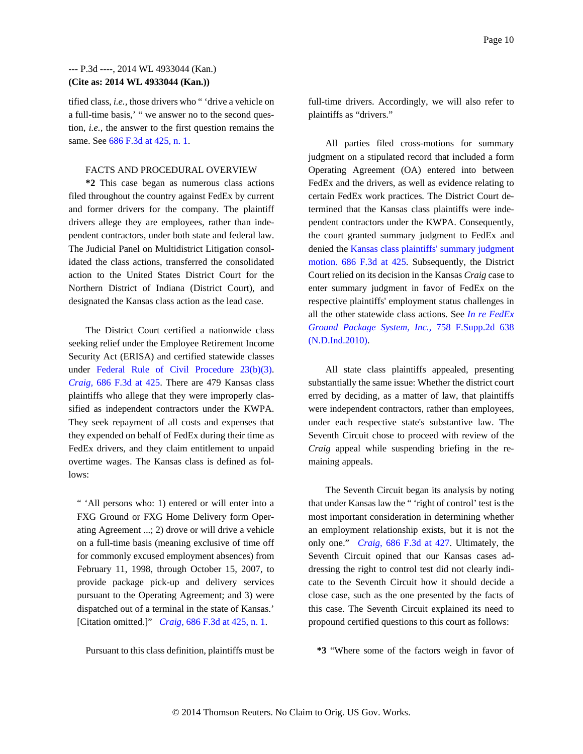tified class, *i.e.,* those drivers who " 'drive a vehicle on a full-time basis,' " we answer no to the second question, *i.e.,* the answer to the first question remains the same. See 686 F.3d at 425, n. 1.

FACTS AND PROCEDURAL OVERVIEW

**\*2** This case began as numerous class actions filed throughout the country against FedEx by current and former drivers for the company. The plaintiff drivers allege they are employees, rather than independent contractors, under both state and federal law. The Judicial Panel on Multidistrict Litigation consolidated the class actions, transferred the consolidated action to the United States District Court for the Northern District of Indiana (District Court), and designated the Kansas class action as the lead case.

The District Court certified a nationwide class seeking relief under the Employee Retirement Income Security Act (ERISA) and certified statewide classes under Federal Rule of Civil Procedure 23(b)(3). *Craig,* 686 F.3d at 425. There are 479 Kansas class plaintiffs who allege that they were improperly classified as independent contractors under the KWPA. They seek repayment of all costs and expenses that they expended on behalf of FedEx during their time as FedEx drivers, and they claim entitlement to unpaid overtime wages. The Kansas class is defined as follows:

> " 'All persons who: 1) entered or will enter into a FXG Ground or FXG Home Delivery form Operating Agreement ...; 2) drove or will drive a vehicle on a full-time basis (meaning exclusive of time off for commonly excused employment absences) from February 11, 1998, through October 15, 2007, to provide package pick-up and delivery services pursuant to the Operating Agreement; and 3) were dispatched out of a terminal in the state of Kansas.' [Citation omitted.]" *Craig,* 686 F.3d at 425, n. 1.

Pursuant to this class definition, plaintiffs must be full-time drivers. Accordingly, we will also refer to plaintiffs as "drivers."

All parties filed cross-motions for summary judgment on a stipulated record that included a form Operating Agreement (OA) entered into between FedEx and the drivers, as well as evidence relating to certain FedEx work practices. The District Court determined that the Kansas class plaintiffs were independent contractors under the KWPA. Consequently, the court granted summary judgment to FedEx and denied the Kansas class plaintiffs' summary judgment motion. 686 F.3d at 425. Subsequently, the District Court relied on its decision in the Kansas *Craig* case to enter summary judgment in favor of FedEx on the respective plaintiffs' employment status challenges in all the other statewide class actions. See *In re FedEx Ground Package System, Inc.,* 758 F.Supp.2d 638 (N.D.Ind.2010).

All state class plaintiffs appealed, presenting substantially the same issue: Whether the district court erred by deciding, as a matter of law, that plaintiffs were independent contractors, rather than employees, under each respective state's substantive law. The Seventh Circuit chose to proceed with review of the *Craig* appeal while suspending briefing in the remaining appeals.

The Seventh Circuit began its analysis by noting that under Kansas law the " 'right of control' test is the most important consideration in determining whether an employment relationship exists, but it is not the only one." *Craig,* 686 F.3d at 427. Ultimately, the Seventh Circuit opined that our Kansas cases addressing the right to control test did not clearly indicate to the Seventh Circuit how it should decide a close case, such as the one presented by the facts of this case. The Seventh Circuit explained its need to propound certified questions to this court as follows:

**\*3** "Where some of the factors weigh in favor of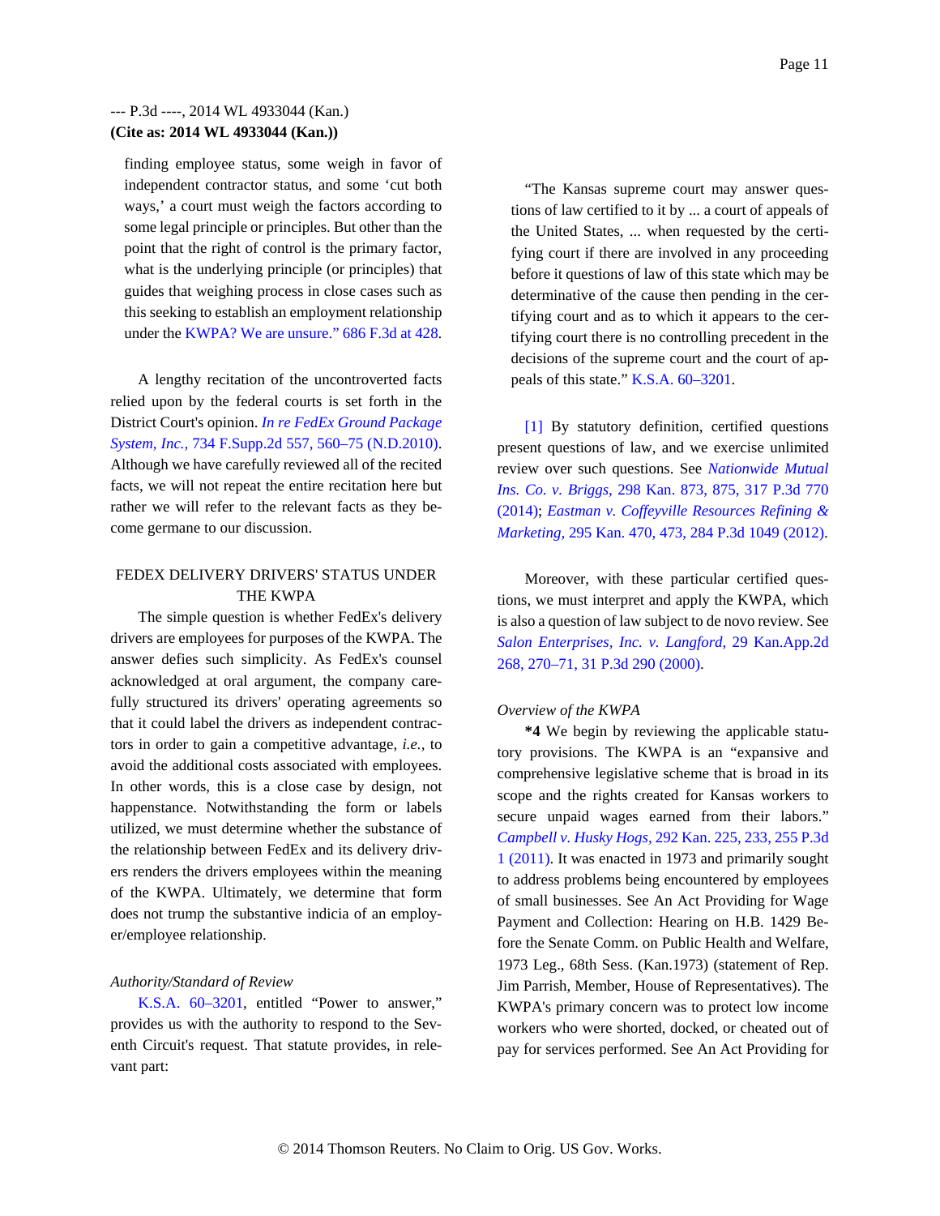finding employee status, some weigh in favor of independent contractor status, and some 'cut both ways,' a court must weigh the factors according to some legal principle or principles. But other than the point that the right of control is the primary factor, what is the underlying principle (or principles) that guides that weighing process in close cases such as this seeking to establish an employment relationship under the KWPA? We are unsure." 686 F.3d at 428.

A lengthy recitation of the uncontroverted facts relied upon by the federal courts is set forth in the District Court's opinion. *In re FedEx Ground Package System, Inc.,* 734 F.Supp.2d 557, 560–75 (N.D.2010). Although we have carefully reviewed all of the recited facts, we will not repeat the entire recitation here but rather we will refer to the relevant facts as they become germane to our discussion.

FEDEX DELIVERY DRIVERS' STATUS UNDER THE KWPA

The simple question is whether FedEx's delivery drivers are employees for purposes of the KWPA. The answer defies such simplicity. As FedEx's counsel acknowledged at oral argument, the company carefully structured its drivers' operating agreements so that it could label the drivers as independent contractors in order to gain a competitive advantage, *i.e.,* to avoid the additional costs associated with employees. In other words, this is a close case by design, not happenstance. Notwithstanding the form or labels utilized, we must determine whether the substance of the relationship between FedEx and its delivery drivers renders the drivers employees within the meaning of the KWPA. Ultimately, we determine that form does not trump the substantive indicia of an employer/employee relationship.

*Authority/Standard of Review*

K.S.A. 60–3201, entitled "Power to answer," provides us with the authority to respond to the Seventh Circuit's request. That statute provides, in relevant part:

"The Kansas supreme court may answer questions of law certified to it by ... a court of appeals of the United States, ... when requested by the certifying court if there are involved in any proceeding before it questions of law of this state which may be determinative of the cause then pending in the certifying court and as to which it appears to the certifying court there is no controlling precedent in the decisions of the supreme court and the court of appeals of this state." K.S.A. 60–3201.

[1] By statutory definition, certified questions present questions of law, and we exercise unlimited review over such questions. See *Nationwide Mutual Ins. Co. v. Briggs,* 298 Kan. 873, 875, 317 P.3d 770 (2014); *Eastman v. Coffeyville Resources Refining & Marketing,* 295 Kan. 470, 473, 284 P.3d 1049 (2012).

Moreover, with these particular certified questions, we must interpret and apply the KWPA, which is also a question of law subject to de novo review. See *Salon Enterprises, Inc. v. Langford,* 29 Kan.App.2d 268, 270–71, 31 P.3d 290 (2000).

*Overview of the KWPA*

**\*4** We begin by reviewing the applicable statutory provisions. The KWPA is an "expansive and comprehensive legislative scheme that is broad in its scope and the rights created for Kansas workers to secure unpaid wages earned from their labors." *Campbell v. Husky Hogs,* 292 Kan. 225, 233, 255 P.3d 1 (2011). It was enacted in 1973 and primarily sought to address problems being encountered by employees of small businesses. See An Act Providing for Wage Payment and Collection: Hearing on H.B. 1429 Before the Senate Comm. on Public Health and Welfare, 1973 Leg., 68th Sess. (Kan.1973) (statement of Rep. Jim Parrish, Member, House of Representatives). The KWPA's primary concern was to protect low income workers who were shorted, docked, or cheated out of pay for services performed. See An Act Providing for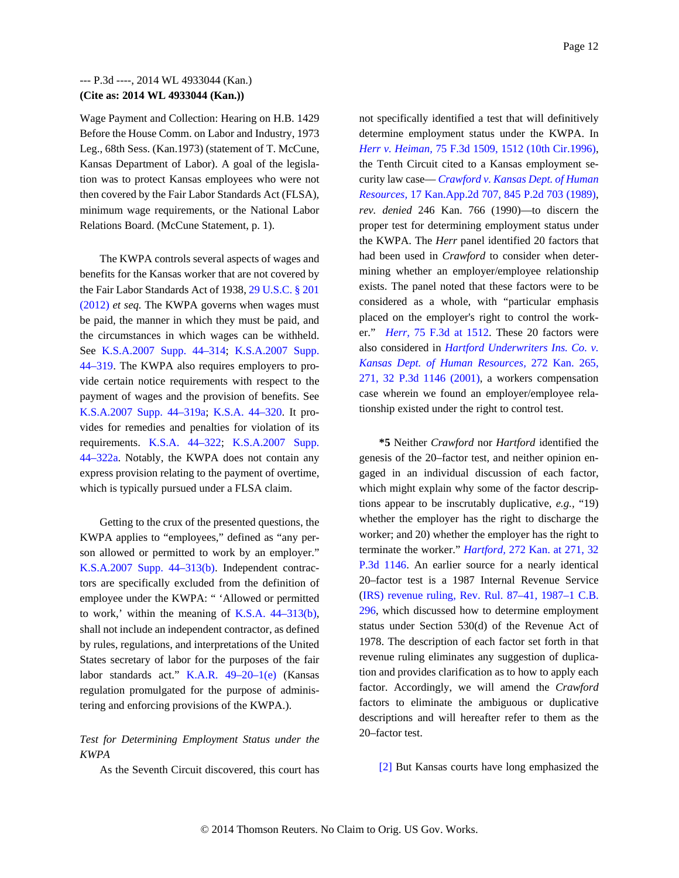Wage Payment and Collection: Hearing on H.B. 1429 Before the House Comm. on Labor and Industry, 1973 Leg., 68th Sess. (Kan.1973) (statement of T. McCune, Kansas Department of Labor). A goal of the legislation was to protect Kansas employees who were not then covered by the Fair Labor Standards Act (FLSA), minimum wage requirements, or the National Labor Relations Board. (McCune Statement, p. 1).

The KWPA controls several aspects of wages and benefits for the Kansas worker that are not covered by the Fair Labor Standards Act of 1938, 29 U.S.C. § 201 (2012) *et seq.* The KWPA governs when wages must be paid, the manner in which they must be paid, and the circumstances in which wages can be withheld. See K.S.A.2007 Supp. 44–314; K.S.A.2007 Supp. 44–319. The KWPA also requires employers to provide certain notice requirements with respect to the payment of wages and the provision of benefits. See K.S.A.2007 Supp. 44–319a; K.S.A. 44–320. It provides for remedies and penalties for violation of its requirements. K.S.A. 44–322; K.S.A.2007 Supp. 44–322a. Notably, the KWPA does not contain any express provision relating to the payment of overtime, which is typically pursued under a FLSA claim.

Getting to the crux of the presented questions, the KWPA applies to "employees," defined as "any person allowed or permitted to work by an employer." K.S.A.2007 Supp. 44–313(b). Independent contractors are specifically excluded from the definition of employee under the KWPA: " 'Allowed or permitted to work,' within the meaning of K.S.A. 44–313(b), shall not include an independent contractor, as defined by rules, regulations, and interpretations of the United States secretary of labor for the purposes of the fair labor standards act." K.A.R. 49–20–1(e) (Kansas regulation promulgated for the purpose of administering and enforcing provisions of the KWPA.).

*Test for Determining Employment Status under the KWPA*

As the Seventh Circuit discovered, this court has not specifically identified a test that will definitively determine employment status under the KWPA. In *Herr v. Heiman,* 75 F.3d 1509, 1512 (10th Cir.1996), the Tenth Circuit cited to a Kansas employment security law case— *Crawford v. Kansas Dept. of Human Resources,* 17 Kan.App.2d 707, 845 P.2d 703 (1989), *rev. denied* 246 Kan. 766 (1990)—to discern the proper test for determining employment status under the KWPA. The *Herr* panel identified 20 factors that had been used in *Crawford* to consider when determining whether an employer/employee relationship exists. The panel noted that these factors were to be considered as a whole, with "particular emphasis placed on the employer's right to control the worker." *Herr,* 75 F.3d at 1512. These 20 factors were also considered in *Hartford Underwriters Ins. Co. v. Kansas Dept. of Human Resources,* 272 Kan. 265, 271, 32 P.3d 1146 (2001), a workers compensation case wherein we found an employer/employee relationship existed under the right to control test.

**\*5** Neither *Crawford* nor *Hartford* identified the genesis of the 20–factor test, and neither opinion engaged in an individual discussion of each factor, which might explain why some of the factor descriptions appear to be inscrutably duplicative, *e.g.,* "19) whether the employer has the right to discharge the worker; and 20) whether the employer has the right to terminate the worker." *Hartford,* 272 Kan. at 271, 32 P.3d 1146. An earlier source for a nearly identical 20–factor test is a 1987 Internal Revenue Service (IRS) revenue ruling, Rev. Rul. 87–41, 1987–1 C.B. 296, which discussed how to determine employment status under Section 530(d) of the Revenue Act of 1978. The description of each factor set forth in that revenue ruling eliminates any suggestion of duplication and provides clarification as to how to apply each factor. Accordingly, we will amend the *Crawford* factors to eliminate the ambiguous or duplicative descriptions and will hereafter refer to them as the 20–factor test.

[2] But Kansas courts have long emphasized the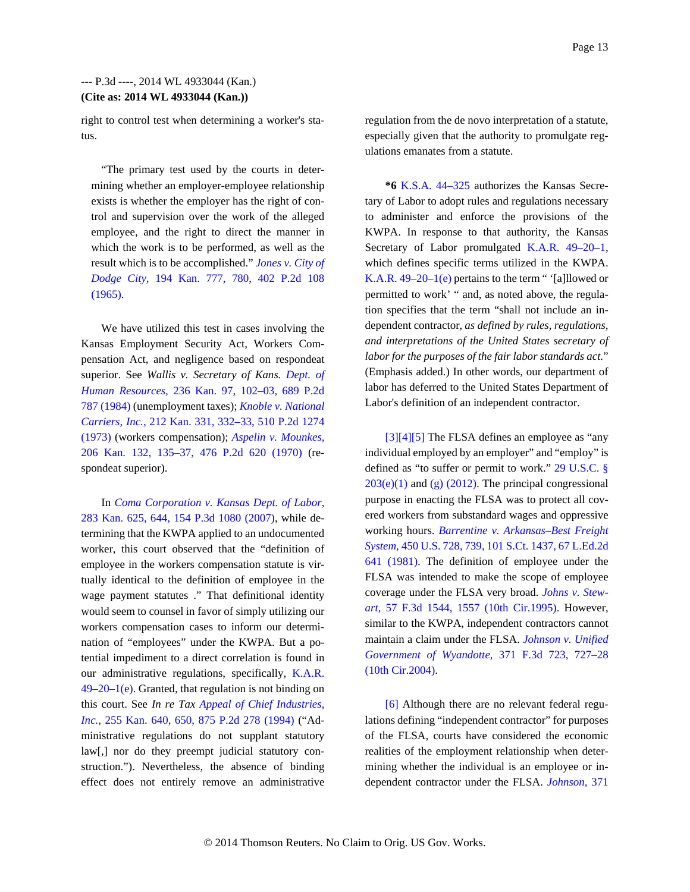right to control test when determining a worker's status.

> "The primary test used by the courts in determining whether an employer-employee relationship exists is whether the employer has the right of control and supervision over the work of the alleged employee, and the right to direct the manner in which the work is to be performed, as well as the result which is to be accomplished." *Jones v. City of Dodge City,* 194 Kan. 777, 780, 402 P.2d 108 (1965).

We have utilized this test in cases involving the Kansas Employment Security Act, Workers Compensation Act, and negligence based on respondeat superior. See *Wallis v. Secretary of Kans. Dept. of Human Resources,* 236 Kan. 97, 102–03, 689 P.2d 787 (1984) (unemployment taxes); *Knoble v. National Carriers, Inc.,* 212 Kan. 331, 332–33, 510 P.2d 1274 (1973) (workers compensation); *Aspelin v. Mounkes,* 206 Kan. 132, 135–37, 476 P.2d 620 (1970) (respondeat superior).

In *Coma Corporation v. Kansas Dept. of Labor,* 283 Kan. 625, 644, 154 P.3d 1080 (2007), while determining that the KWPA applied to an undocumented worker, this court observed that the "definition of employee in the workers compensation statute is virtually identical to the definition of employee in the wage payment statutes ." That definitional identity would seem to counsel in favor of simply utilizing our workers compensation cases to inform our determination of "employees" under the KWPA. But a potential impediment to a direct correlation is found in our administrative regulations, specifically, K.A.R. 49–20–1(e). Granted, that regulation is not binding on this court. See *In re Tax Appeal of Chief Industries, Inc.,* 255 Kan. 640, 650, 875 P.2d 278 (1994) ("Administrative regulations do not supplant statutory law[,] nor do they preempt judicial statutory construction."). Nevertheless, the absence of binding effect does not entirely remove an administrative regulation from the de novo interpretation of a statute, especially given that the authority to promulgate regulations emanates from a statute.

**\*6** K.S.A. 44–325 authorizes the Kansas Secretary of Labor to adopt rules and regulations necessary to administer and enforce the provisions of the KWPA. In response to that authority, the Kansas Secretary of Labor promulgated K.A.R. 49–20–1, which defines specific terms utilized in the KWPA. K.A.R. 49–20–1(e) pertains to the term " '[a]llowed or permitted to work' " and, as noted above, the regulation specifies that the term "shall not include an independent contractor, *as defined by rules, regulations, and interpretations of the United States secretary of labor for the purposes of the fair labor standards act.*" (Emphasis added.) In other words, our department of labor has deferred to the United States Department of Labor's definition of an independent contractor.

[3][4][5] The FLSA defines an employee as "any individual employed by an employer" and "employ" is defined as "to suffer or permit to work." 29 U.S.C. § 203(e)(1) and (g) (2012). The principal congressional purpose in enacting the FLSA was to protect all covered workers from substandard wages and oppressive working hours. *Barrentine v. Arkansas–Best Freight System,* 450 U.S. 728, 739, 101 S.Ct. 1437, 67 L.Ed.2d 641 (1981). The definition of employee under the FLSA was intended to make the scope of employee coverage under the FLSA very broad. *Johns v. Stewart,* 57 F.3d 1544, 1557 (10th Cir.1995). However, similar to the KWPA, independent contractors cannot maintain a claim under the FLSA. *Johnson v. Unified Government of Wyandotte,* 371 F.3d 723, 727–28 (10th Cir.2004).

[6] Although there are no relevant federal regulations defining "independent contractor" for purposes of the FLSA, courts have considered the economic realities of the employment relationship when determining whether the individual is an employee or independent contractor under the FLSA. *Johnson,* 371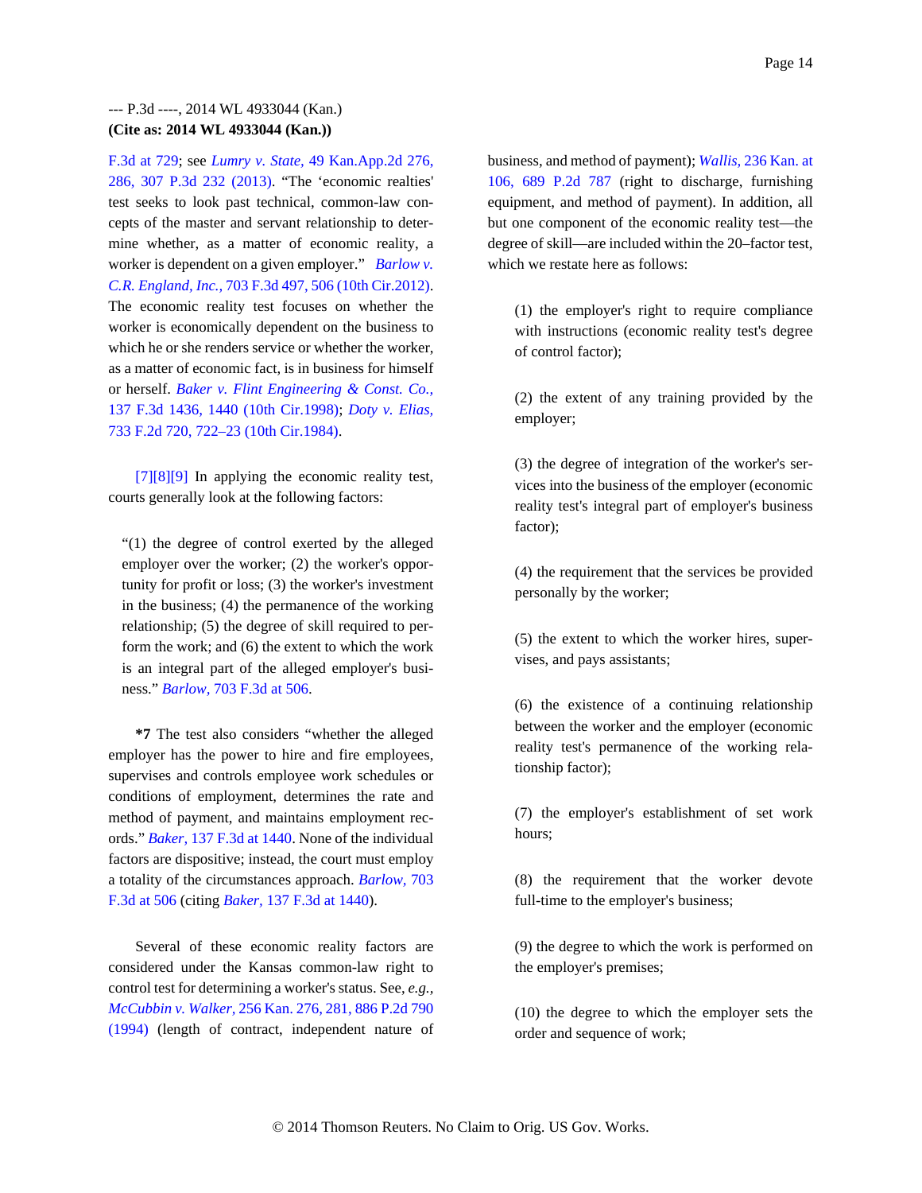F.3d at 729; see *Lumry v. State,* 49 Kan.App.2d 276, 286, 307 P.3d 232 (2013). "The 'economic realties' test seeks to look past technical, common-law concepts of the master and servant relationship to determine whether, as a matter of economic reality, a worker is dependent on a given employer." *Barlow v. C.R. England, Inc.,* 703 F.3d 497, 506 (10th Cir.2012). The economic reality test focuses on whether the worker is economically dependent on the business to which he or she renders service or whether the worker, as a matter of economic fact, is in business for himself or herself. *Baker v. Flint Engineering & Const. Co.,* 137 F.3d 1436, 1440 (10th Cir.1998); *Doty v. Elias,* 733 F.2d 720, 722–23 (10th Cir.1984).

[7][8][9] In applying the economic reality test, courts generally look at the following factors:

> "(1) the degree of control exerted by the alleged employer over the worker; (2) the worker's opportunity for profit or loss; (3) the worker's investment in the business; (4) the permanence of the working relationship; (5) the degree of skill required to perform the work; and (6) the extent to which the work is an integral part of the alleged employer's business." *Barlow,* 703 F.3d at 506.

**\*7** The test also considers "whether the alleged employer has the power to hire and fire employees, supervises and controls employee work schedules or conditions of employment, determines the rate and method of payment, and maintains employment records." *Baker,* 137 F.3d at 1440. None of the individual factors are dispositive; instead, the court must employ a totality of the circumstances approach. *Barlow,* 703 F.3d at 506 (citing *Baker,* 137 F.3d at 1440).

Several of these economic reality factors are considered under the Kansas common-law right to control test for determining a worker's status. See, *e.g., McCubbin v. Walker,* 256 Kan. 276, 281, 886 P.2d 790 (1994) (length of contract, independent nature of business, and method of payment); *Wallis,* 236 Kan. at 106, 689 P.2d 787 (right to discharge, furnishing equipment, and method of payment). In addition, all but one component of the economic reality test—the degree of skill—are included within the 20–factor test, which we restate here as follows:

> (1) the employer's right to require compliance with instructions (economic reality test's degree of control factor);
>
> (2) the extent of any training provided by the employer;
>
> (3) the degree of integration of the worker's services into the business of the employer (economic reality test's integral part of employer's business factor);
>
> (4) the requirement that the services be provided personally by the worker;
>
> (5) the extent to which the worker hires, supervises, and pays assistants;
>
> (6) the existence of a continuing relationship between the worker and the employer (economic reality test's permanence of the working relationship factor);
>
> (7) the employer's establishment of set work hours;
>
> (8) the requirement that the worker devote full-time to the employer's business;
>
> (9) the degree to which the work is performed on the employer's premises;
>
> (10) the degree to which the employer sets the order and sequence of work;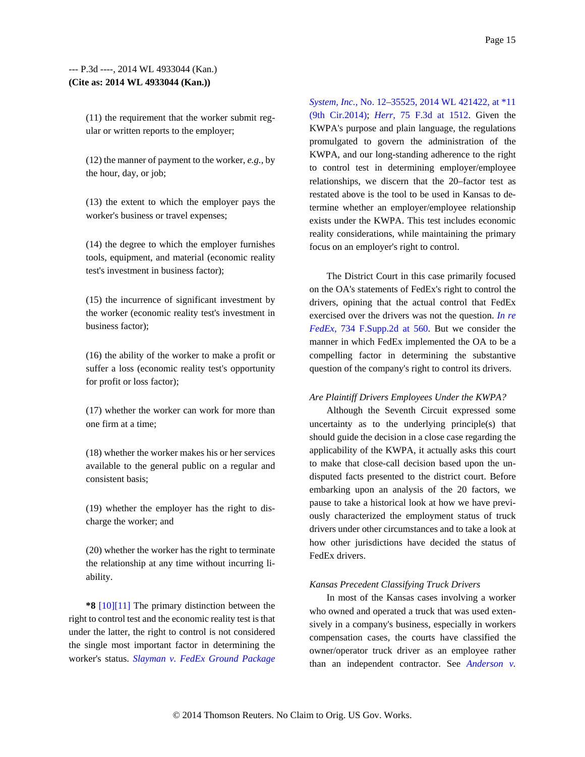(11) the requirement that the worker submit regular or written reports to the employer;

(12) the manner of payment to the worker, *e.g.,* by the hour, day, or job;

(13) the extent to which the employer pays the worker's business or travel expenses;

(14) the degree to which the employer furnishes tools, equipment, and material (economic reality test's investment in business factor);

(15) the incurrence of significant investment by the worker (economic reality test's investment in business factor);

(16) the ability of the worker to make a profit or suffer a loss (economic reality test's opportunity for profit or loss factor);

(17) whether the worker can work for more than one firm at a time;

(18) whether the worker makes his or her services available to the general public on a regular and consistent basis;

(19) whether the employer has the right to discharge the worker; and

(20) whether the worker has the right to terminate the relationship at any time without incurring liability.

**\*8** [10][11] The primary distinction between the right to control test and the economic reality test is that under the latter, the right to control is not considered the single most important factor in determining the worker's status. *Slayman v. FedEx Ground Package System, Inc.,* No. 12–35525, 2014 WL 421422, at \*11 (9th Cir.2014); *Herr,* 75 F.3d at 1512. Given the KWPA's purpose and plain language, the regulations promulgated to govern the administration of the KWPA, and our long-standing adherence to the right to control test in determining employer/employee relationships, we discern that the 20–factor test as restated above is the tool to be used in Kansas to determine whether an employer/employee relationship exists under the KWPA. This test includes economic reality considerations, while maintaining the primary focus on an employer's right to control.

The District Court in this case primarily focused on the OA's statements of FedEx's right to control the drivers, opining that the actual control that FedEx exercised over the drivers was not the question. *In re FedEx,* 734 F.Supp.2d at 560. But we consider the manner in which FedEx implemented the OA to be a compelling factor in determining the substantive question of the company's right to control its drivers.

*Are Plaintiff Drivers Employees Under the KWPA?*

Although the Seventh Circuit expressed some uncertainty as to the underlying principle(s) that should guide the decision in a close case regarding the applicability of the KWPA, it actually asks this court to make that close-call decision based upon the undisputed facts presented to the district court. Before embarking upon an analysis of the 20 factors, we pause to take a historical look at how we have previously characterized the employment status of truck drivers under other circumstances and to take a look at how other jurisdictions have decided the status of FedEx drivers.

*Kansas Precedent Classifying Truck Drivers*

In most of the Kansas cases involving a worker who owned and operated a truck that was used extensively in a company's business, especially in workers compensation cases, the courts have classified the owner/operator truck driver as an employee rather than an independent contractor. See *Anderson v.*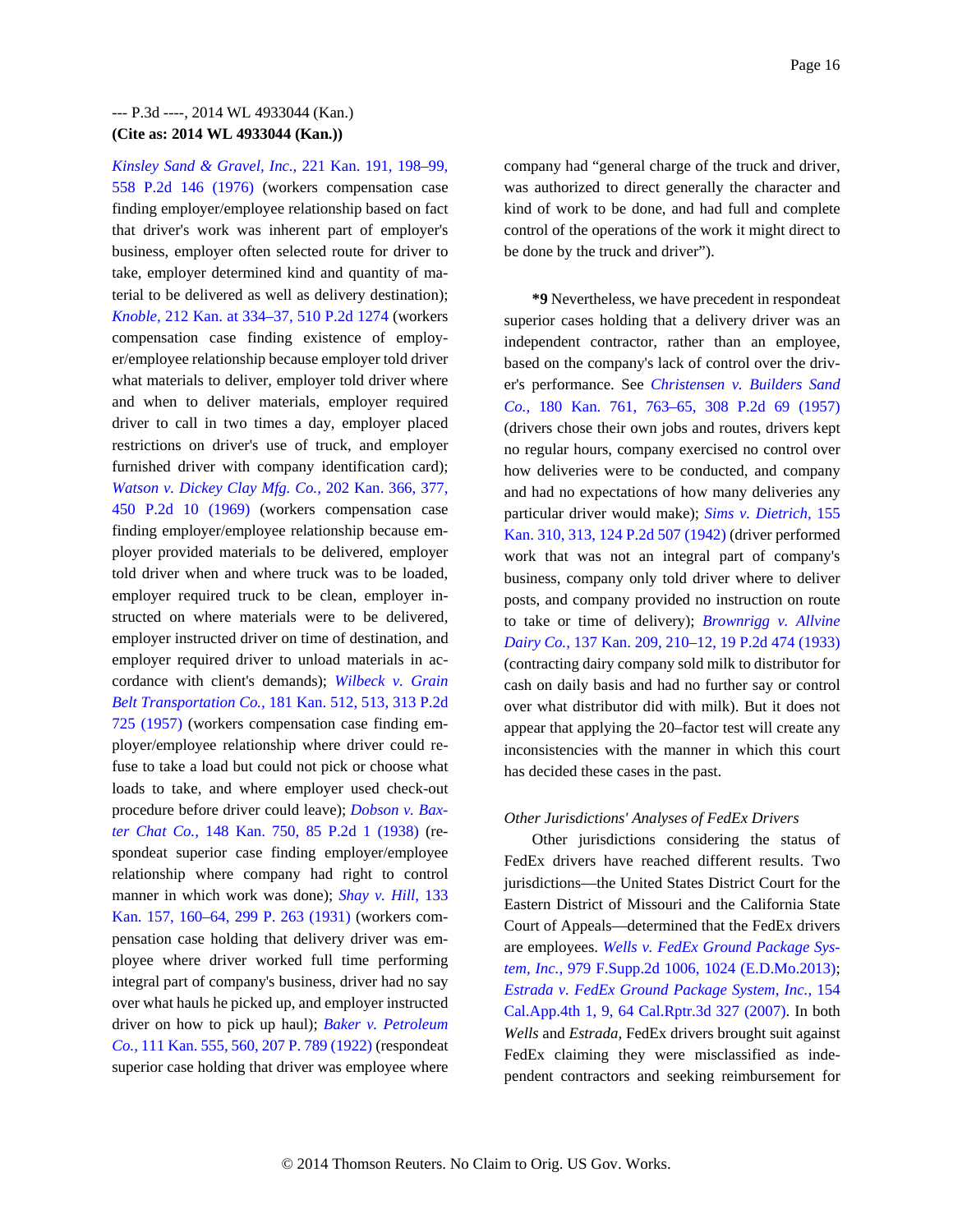*Kinsley Sand & Gravel, Inc.,* 221 Kan. 191, 198–99, 558 P.2d 146 (1976) (workers compensation case finding employer/employee relationship based on fact that driver's work was inherent part of employer's business, employer often selected route for driver to take, employer determined kind and quantity of material to be delivered as well as delivery destination); *Knoble,* 212 Kan. at 334–37, 510 P.2d 1274 (workers compensation case finding existence of employer/employee relationship because employer told driver what materials to deliver, employer told driver where and when to deliver materials, employer required driver to call in two times a day, employer placed restrictions on driver's use of truck, and employer furnished driver with company identification card); *Watson v. Dickey Clay Mfg. Co.,* 202 Kan. 366, 377, 450 P.2d 10 (1969) (workers compensation case finding employer/employee relationship because employer provided materials to be delivered, employer told driver when and where truck was to be loaded, employer required truck to be clean, employer instructed on where materials were to be delivered, employer instructed driver on time of destination, and employer required driver to unload materials in accordance with client's demands); *Wilbeck v. Grain Belt Transportation Co.,* 181 Kan. 512, 513, 313 P.2d 725 (1957) (workers compensation case finding employer/employee relationship where driver could refuse to take a load but could not pick or choose what loads to take, and where employer used check-out procedure before driver could leave); *Dobson v. Baxter Chat Co.,* 148 Kan. 750, 85 P.2d 1 (1938) (respondeat superior case finding employer/employee relationship where company had right to control manner in which work was done); *Shay v. Hill,* 133 Kan. 157, 160–64, 299 P. 263 (1931) (workers compensation case holding that delivery driver was employee where driver worked full time performing integral part of company's business, driver had no say over what hauls he picked up, and employer instructed driver on how to pick up haul); *Baker v. Petroleum Co.,* 111 Kan. 555, 560, 207 P. 789 (1922) (respondeat superior case holding that driver was employee where company had "general charge of the truck and driver, was authorized to direct generally the character and kind of work to be done, and had full and complete control of the operations of the work it might direct to be done by the truck and driver").

**\*9** Nevertheless, we have precedent in respondeat superior cases holding that a delivery driver was an independent contractor, rather than an employee, based on the company's lack of control over the driver's performance. See *Christensen v. Builders Sand Co.,* 180 Kan. 761, 763–65, 308 P.2d 69 (1957) (drivers chose their own jobs and routes, drivers kept no regular hours, company exercised no control over how deliveries were to be conducted, and company and had no expectations of how many deliveries any particular driver would make); *Sims v. Dietrich,* 155 Kan. 310, 313, 124 P.2d 507 (1942) (driver performed work that was not an integral part of company's business, company only told driver where to deliver posts, and company provided no instruction on route to take or time of delivery); *Brownrigg v. Allvine Dairy Co.,* 137 Kan. 209, 210–12, 19 P.2d 474 (1933) (contracting dairy company sold milk to distributor for cash on daily basis and had no further say or control over what distributor did with milk). But it does not appear that applying the 20–factor test will create any inconsistencies with the manner in which this court has decided these cases in the past.

*Other Jurisdictions' Analyses of FedEx Drivers*

Other jurisdictions considering the status of FedEx drivers have reached different results. Two jurisdictions—the United States District Court for the Eastern District of Missouri and the California State Court of Appeals—determined that the FedEx drivers are employees. *Wells v. FedEx Ground Package System, Inc.,* 979 F.Supp.2d 1006, 1024 (E.D.Mo.2013); *Estrada v. FedEx Ground Package System, Inc.,* 154 Cal.App.4th 1, 9, 64 Cal.Rptr.3d 327 (2007). In both *Wells* and *Estrada,* FedEx drivers brought suit against FedEx claiming they were misclassified as independent contractors and seeking reimbursement for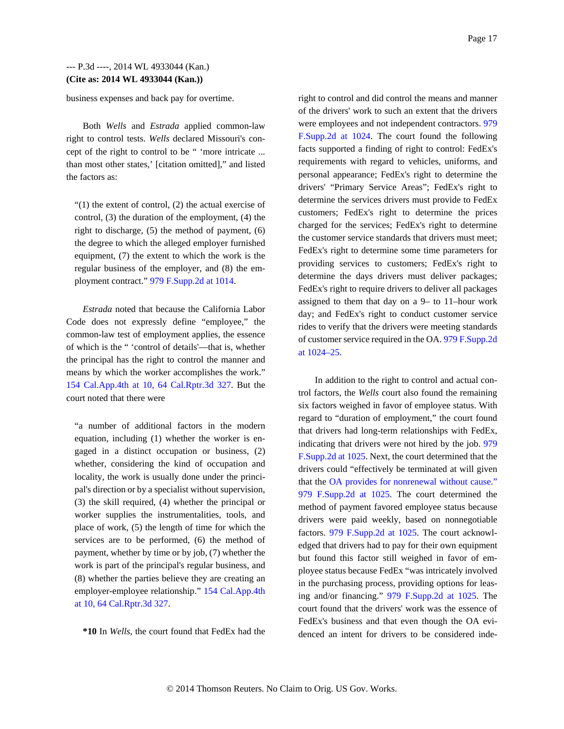business expenses and back pay for overtime.

Both *Wells* and *Estrada* applied common-law right to control tests. *Wells* declared Missouri's concept of the right to control to be " 'more intricate ... than most other states,' [citation omitted]," and listed the factors as:

> "(1) the extent of control, (2) the actual exercise of control, (3) the duration of the employment, (4) the right to discharge, (5) the method of payment, (6) the degree to which the alleged employer furnished equipment, (7) the extent to which the work is the regular business of the employer, and (8) the employment contract." 979 F.Supp.2d at 1014.

*Estrada* noted that because the California Labor Code does not expressly define "employee," the common-law test of employment applies, the essence of which is the " 'control of details'—that is, whether the principal has the right to control the manner and means by which the worker accomplishes the work." 154 Cal.App.4th at 10, 64 Cal.Rptr.3d 327. But the court noted that there were

> "a number of additional factors in the modern equation, including (1) whether the worker is engaged in a distinct occupation or business, (2) whether, considering the kind of occupation and locality, the work is usually done under the principal's direction or by a specialist without supervision, (3) the skill required, (4) whether the principal or worker supplies the instrumentalities, tools, and place of work, (5) the length of time for which the services are to be performed, (6) the method of payment, whether by time or by job, (7) whether the work is part of the principal's regular business, and (8) whether the parties believe they are creating an employer-employee relationship." 154 Cal.App.4th at 10, 64 Cal.Rptr.3d 327.

**\*10** In *Wells,* the court found that FedEx had the right to control and did control the means and manner of the drivers' work to such an extent that the drivers were employees and not independent contractors. 979 F.Supp.2d at 1024. The court found the following facts supported a finding of right to control: FedEx's requirements with regard to vehicles, uniforms, and personal appearance; FedEx's right to determine the drivers' "Primary Service Areas"; FedEx's right to determine the services drivers must provide to FedEx customers; FedEx's right to determine the prices charged for the services; FedEx's right to determine the customer service standards that drivers must meet; FedEx's right to determine some time parameters for providing services to customers; FedEx's right to determine the days drivers must deliver packages; FedEx's right to require drivers to deliver all packages assigned to them that day on a 9– to 11–hour work day; and FedEx's right to conduct customer service rides to verify that the drivers were meeting standards of customer service required in the OA. 979 F.Supp.2d at 1024–25.

In addition to the right to control and actual control factors, the *Wells* court also found the remaining six factors weighed in favor of employee status. With regard to "duration of employment," the court found that drivers had long-term relationships with FedEx, indicating that drivers were not hired by the job. 979 F.Supp.2d at 1025. Next, the court determined that the drivers could "effectively be terminated at will given that the OA provides for nonrenewal without cause." 979 F.Supp.2d at 1025. The court determined the method of payment favored employee status because drivers were paid weekly, based on nonnegotiable factors. 979 F.Supp.2d at 1025. The court acknowledged that drivers had to pay for their own equipment but found this factor still weighed in favor of employee status because FedEx "was intricately involved in the purchasing process, providing options for leasing and/or financing." 979 F.Supp.2d at 1025. The court found that the drivers' work was the essence of FedEx's business and that even though the OA evidenced an intent for drivers to be considered inde-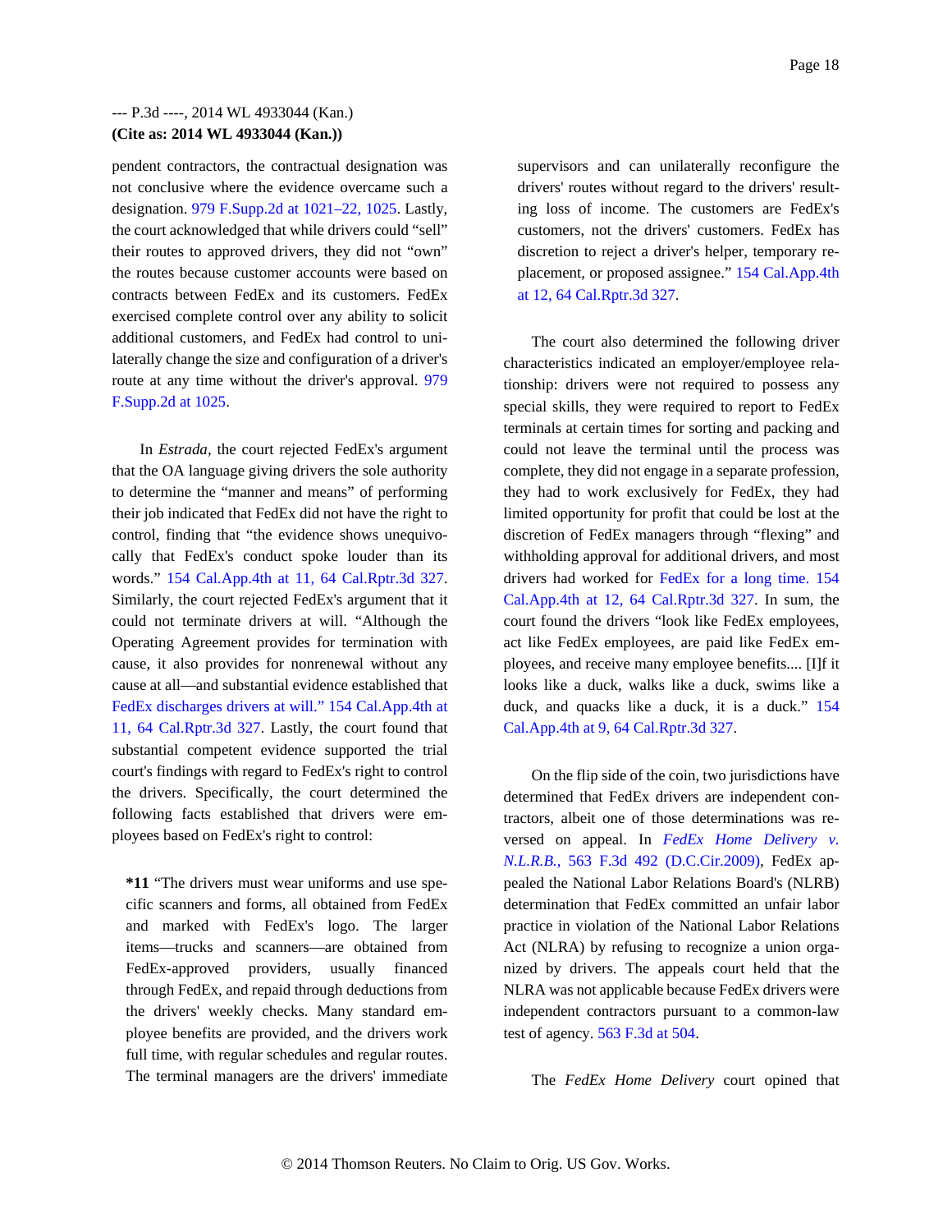pendent contractors, the contractual designation was not conclusive where the evidence overcame such a designation. 979 F.Supp.2d at 1021–22, 1025. Lastly, the court acknowledged that while drivers could "sell" their routes to approved drivers, they did not "own" the routes because customer accounts were based on contracts between FedEx and its customers. FedEx exercised complete control over any ability to solicit additional customers, and FedEx had control to unilaterally change the size and configuration of a driver's route at any time without the driver's approval. 979 F.Supp.2d at 1025.

In *Estrada,* the court rejected FedEx's argument that the OA language giving drivers the sole authority to determine the "manner and means" of performing their job indicated that FedEx did not have the right to control, finding that "the evidence shows unequivocally that FedEx's conduct spoke louder than its words." 154 Cal.App.4th at 11, 64 Cal.Rptr.3d 327. Similarly, the court rejected FedEx's argument that it could not terminate drivers at will. "Although the Operating Agreement provides for termination with cause, it also provides for nonrenewal without any cause at all—and substantial evidence established that FedEx discharges drivers at will." 154 Cal.App.4th at 11, 64 Cal.Rptr.3d 327. Lastly, the court found that substantial competent evidence supported the trial court's findings with regard to FedEx's right to control the drivers. Specifically, the court determined the following facts established that drivers were employees based on FedEx's right to control:

> **\*11** "The drivers must wear uniforms and use specific scanners and forms, all obtained from FedEx and marked with FedEx's logo. The larger items—trucks and scanners—are obtained from FedEx-approved providers, usually financed through FedEx, and repaid through deductions from the drivers' weekly checks. Many standard employee benefits are provided, and the drivers work full time, with regular schedules and regular routes. The terminal managers are the drivers' immediate supervisors and can unilaterally reconfigure the drivers' routes without regard to the drivers' resulting loss of income. The customers are FedEx's customers, not the drivers' customers. FedEx has discretion to reject a driver's helper, temporary replacement, or proposed assignee." 154 Cal.App.4th at 12, 64 Cal.Rptr.3d 327.

The court also determined the following driver characteristics indicated an employer/employee relationship: drivers were not required to possess any special skills, they were required to report to FedEx terminals at certain times for sorting and packing and could not leave the terminal until the process was complete, they did not engage in a separate profession, they had to work exclusively for FedEx, they had limited opportunity for profit that could be lost at the discretion of FedEx managers through "flexing" and withholding approval for additional drivers, and most drivers had worked for FedEx for a long time. 154 Cal.App.4th at 12, 64 Cal.Rptr.3d 327. In sum, the court found the drivers "look like FedEx employees, act like FedEx employees, are paid like FedEx employees, and receive many employee benefits.... [I]f it looks like a duck, walks like a duck, swims like a duck, and quacks like a duck, it is a duck." 154 Cal.App.4th at 9, 64 Cal.Rptr.3d 327.

On the flip side of the coin, two jurisdictions have determined that FedEx drivers are independent contractors, albeit one of those determinations was reversed on appeal. In *FedEx Home Delivery v. N.L.R.B.,* 563 F.3d 492 (D.C.Cir.2009), FedEx appealed the National Labor Relations Board's (NLRB) determination that FedEx committed an unfair labor practice in violation of the National Labor Relations Act (NLRA) by refusing to recognize a union organized by drivers. The appeals court held that the NLRA was not applicable because FedEx drivers were independent contractors pursuant to a common-law test of agency. 563 F.3d at 504.

The *FedEx Home Delivery* court opined that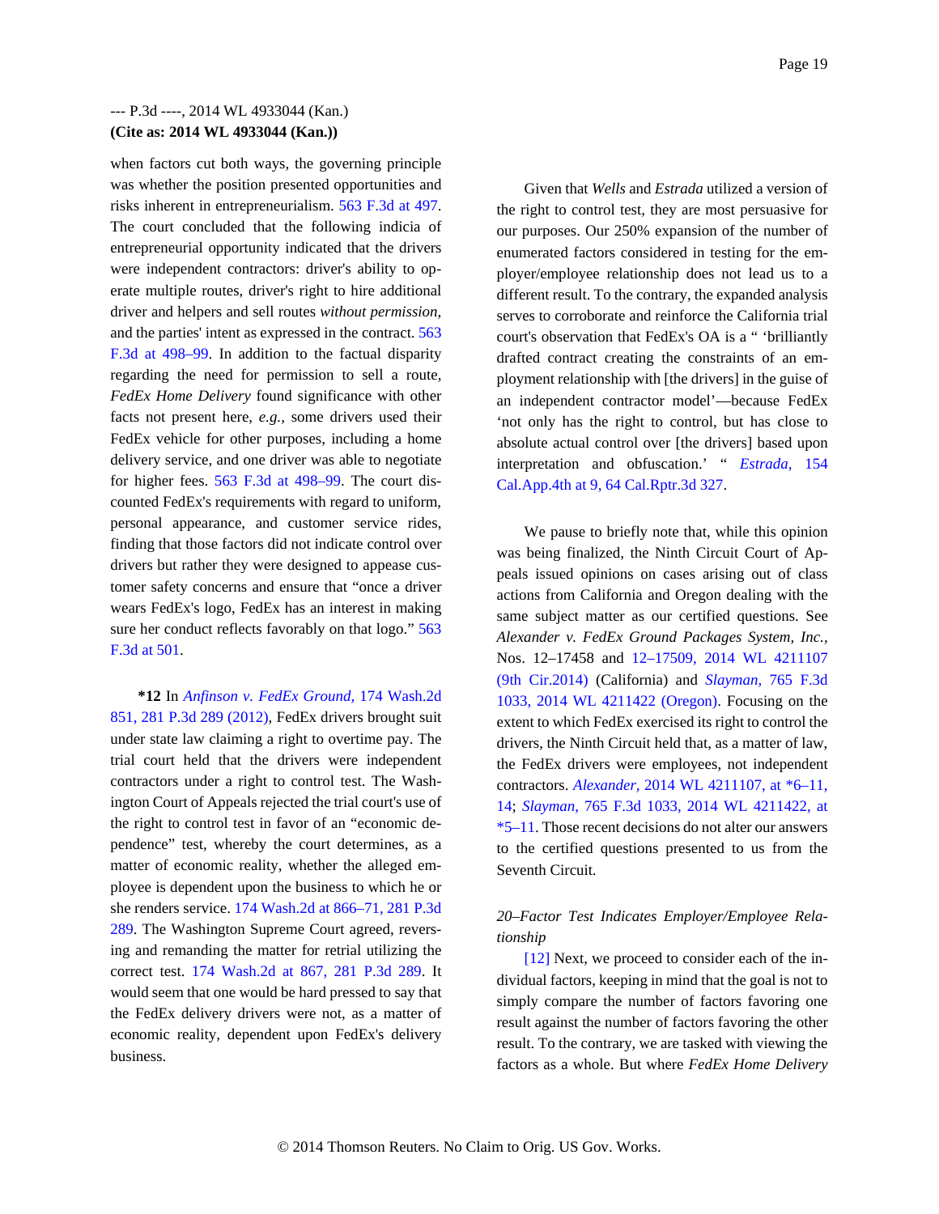when factors cut both ways, the governing principle was whether the position presented opportunities and risks inherent in entrepreneurialism. 563 F.3d at 497. The court concluded that the following indicia of entrepreneurial opportunity indicated that the drivers were independent contractors: driver's ability to operate multiple routes, driver's right to hire additional driver and helpers and sell routes *without permission,* and the parties' intent as expressed in the contract. 563 F.3d at 498–99. In addition to the factual disparity regarding the need for permission to sell a route, *FedEx Home Delivery* found significance with other facts not present here, *e.g.,* some drivers used their FedEx vehicle for other purposes, including a home delivery service, and one driver was able to negotiate for higher fees. 563 F.3d at 498–99. The court discounted FedEx's requirements with regard to uniform, personal appearance, and customer service rides, finding that those factors did not indicate control over drivers but rather they were designed to appease customer safety concerns and ensure that "once a driver wears FedEx's logo, FedEx has an interest in making sure her conduct reflects favorably on that logo." 563 F.3d at 501.

**\*12** In *Anfinson v. FedEx Ground,* 174 Wash.2d 851, 281 P.3d 289 (2012), FedEx drivers brought suit under state law claiming a right to overtime pay. The trial court held that the drivers were independent contractors under a right to control test. The Washington Court of Appeals rejected the trial court's use of the right to control test in favor of an "economic dependence" test, whereby the court determines, as a matter of economic reality, whether the alleged employee is dependent upon the business to which he or she renders service. 174 Wash.2d at 866–71, 281 P.3d 289. The Washington Supreme Court agreed, reversing and remanding the matter for retrial utilizing the correct test. 174 Wash.2d at 867, 281 P.3d 289. It would seem that one would be hard pressed to say that the FedEx delivery drivers were not, as a matter of economic reality, dependent upon FedEx's delivery business.

Given that *Wells* and *Estrada* utilized a version of the right to control test, they are most persuasive for our purposes. Our 250% expansion of the number of enumerated factors considered in testing for the employer/employee relationship does not lead us to a different result. To the contrary, the expanded analysis serves to corroborate and reinforce the California trial court's observation that FedEx's OA is a " 'brilliantly drafted contract creating the constraints of an employment relationship with [the drivers] in the guise of an independent contractor model'—because FedEx 'not only has the right to control, but has close to absolute actual control over [the drivers] based upon interpretation and obfuscation.' " *Estrada,* 154 Cal.App.4th at 9, 64 Cal.Rptr.3d 327.

We pause to briefly note that, while this opinion was being finalized, the Ninth Circuit Court of Appeals issued opinions on cases arising out of class actions from California and Oregon dealing with the same subject matter as our certified questions. See *Alexander v. FedEx Ground Packages System, Inc.,* Nos. 12–17458 and 12–17509, 2014 WL 4211107 (9th Cir.2014) (California) and *Slayman,* 765 F.3d 1033, 2014 WL 4211422 (Oregon). Focusing on the extent to which FedEx exercised its right to control the drivers, the Ninth Circuit held that, as a matter of law, the FedEx drivers were employees, not independent contractors. *Alexander,* 2014 WL 4211107, at \*6–11, 14; *Slayman,* 765 F.3d 1033, 2014 WL 4211422, at \*5–11. Those recent decisions do not alter our answers to the certified questions presented to us from the Seventh Circuit.

*20–Factor Test Indicates Employer/Employee Relationship*

[12] Next, we proceed to consider each of the individual factors, keeping in mind that the goal is not to simply compare the number of factors favoring one result against the number of factors favoring the other result. To the contrary, we are tasked with viewing the factors as a whole. But where *FedEx Home Delivery*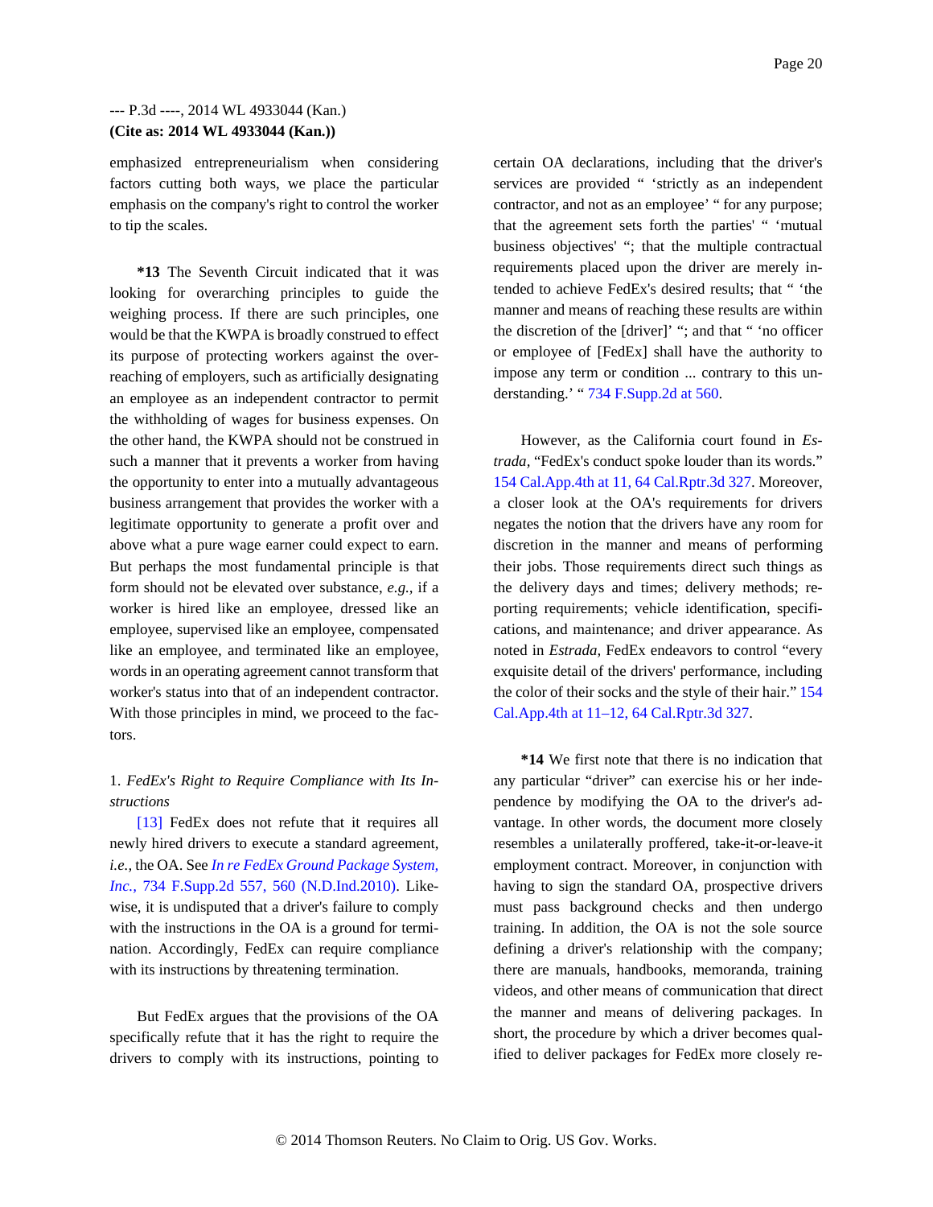emphasized entrepreneurialism when considering factors cutting both ways, we place the particular emphasis on the company's right to control the worker to tip the scales.

**\*13** The Seventh Circuit indicated that it was looking for overarching principles to guide the weighing process. If there are such principles, one would be that the KWPA is broadly construed to effect its purpose of protecting workers against the over-reaching of employers, such as artificially designating an employee as an independent contractor to permit the withholding of wages for business expenses. On the other hand, the KWPA should not be construed in such a manner that it prevents a worker from having the opportunity to enter into a mutually advantageous business arrangement that provides the worker with a legitimate opportunity to generate a profit over and above what a pure wage earner could expect to earn. But perhaps the most fundamental principle is that form should not be elevated over substance, *e.g.,* if a worker is hired like an employee, dressed like an employee, supervised like an employee, compensated like an employee, and terminated like an employee, words in an operating agreement cannot transform that worker's status into that of an independent contractor. With those principles in mind, we proceed to the factors.

1. *FedEx's Right to Require Compliance with Its Instructions*

[13] FedEx does not refute that it requires all newly hired drivers to execute a standard agreement, *i.e.,* the OA. See *In re FedEx Ground Package System, Inc.,* 734 F.Supp.2d 557, 560 (N.D.Ind.2010). Likewise, it is undisputed that a driver's failure to comply with the instructions in the OA is a ground for termination. Accordingly, FedEx can require compliance with its instructions by threatening termination.

But FedEx argues that the provisions of the OA specifically refute that it has the right to require the drivers to comply with its instructions, pointing to certain OA declarations, including that the driver's services are provided " 'strictly as an independent contractor, and not as an employee' " for any purpose; that the agreement sets forth the parties' " 'mutual business objectives' "; that the multiple contractual requirements placed upon the driver are merely intended to achieve FedEx's desired results; that " 'the manner and means of reaching these results are within the discretion of the [driver]' "; and that " 'no officer or employee of [FedEx] shall have the authority to impose any term or condition ... contrary to this understanding.' " 734 F.Supp.2d at 560.

However, as the California court found in *Estrada,* "FedEx's conduct spoke louder than its words." 154 Cal.App.4th at 11, 64 Cal.Rptr.3d 327. Moreover, a closer look at the OA's requirements for drivers negates the notion that the drivers have any room for discretion in the manner and means of performing their jobs. Those requirements direct such things as the delivery days and times; delivery methods; reporting requirements; vehicle identification, specifications, and maintenance; and driver appearance. As noted in *Estrada,* FedEx endeavors to control "every exquisite detail of the drivers' performance, including the color of their socks and the style of their hair." 154 Cal.App.4th at 11–12, 64 Cal.Rptr.3d 327.

**\*14** We first note that there is no indication that any particular "driver" can exercise his or her independence by modifying the OA to the driver's advantage. In other words, the document more closely resembles a unilaterally proffered, take-it-or-leave-it employment contract. Moreover, in conjunction with having to sign the standard OA, prospective drivers must pass background checks and then undergo training. In addition, the OA is not the sole source defining a driver's relationship with the company; there are manuals, handbooks, memoranda, training videos, and other means of communication that direct the manner and means of delivering packages. In short, the procedure by which a driver becomes qualified to deliver packages for FedEx more closely re-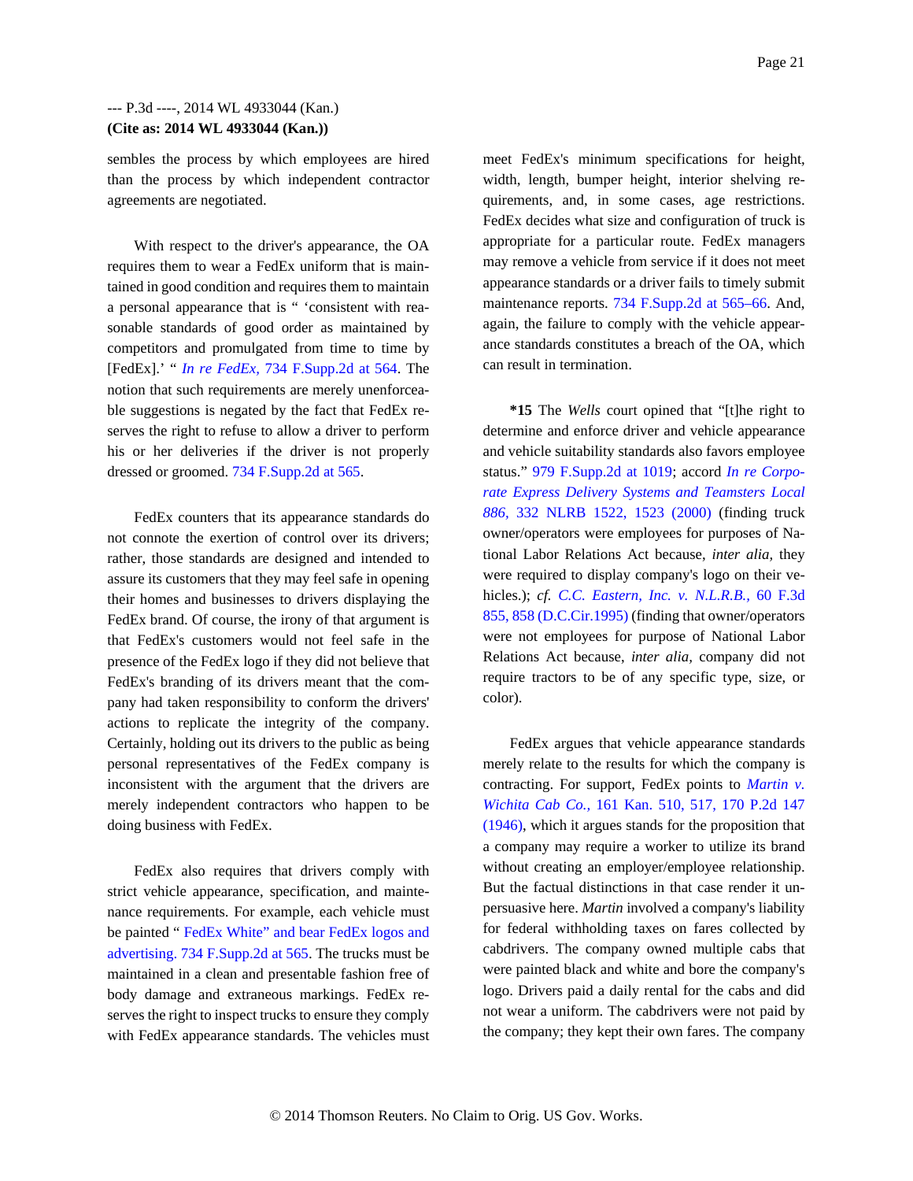sembles the process by which employees are hired than the process by which independent contractor agreements are negotiated.

With respect to the driver's appearance, the OA requires them to wear a FedEx uniform that is maintained in good condition and requires them to maintain a personal appearance that is " 'consistent with reasonable standards of good order as maintained by competitors and promulgated from time to time by [FedEx].' " *In re FedEx,* 734 F.Supp.2d at 564. The notion that such requirements are merely unenforceable suggestions is negated by the fact that FedEx reserves the right to refuse to allow a driver to perform his or her deliveries if the driver is not properly dressed or groomed. 734 F.Supp.2d at 565.

FedEx counters that its appearance standards do not connote the exertion of control over its drivers; rather, those standards are designed and intended to assure its customers that they may feel safe in opening their homes and businesses to drivers displaying the FedEx brand. Of course, the irony of that argument is that FedEx's customers would not feel safe in the presence of the FedEx logo if they did not believe that FedEx's branding of its drivers meant that the company had taken responsibility to conform the drivers' actions to replicate the integrity of the company. Certainly, holding out its drivers to the public as being personal representatives of the FedEx company is inconsistent with the argument that the drivers are merely independent contractors who happen to be doing business with FedEx.

FedEx also requires that drivers comply with strict vehicle appearance, specification, and maintenance requirements. For example, each vehicle must be painted " FedEx White" and bear FedEx logos and advertising. 734 F.Supp.2d at 565. The trucks must be maintained in a clean and presentable fashion free of body damage and extraneous markings. FedEx reserves the right to inspect trucks to ensure they comply with FedEx appearance standards. The vehicles must meet FedEx's minimum specifications for height, width, length, bumper height, interior shelving requirements, and, in some cases, age restrictions. FedEx decides what size and configuration of truck is appropriate for a particular route. FedEx managers may remove a vehicle from service if it does not meet appearance standards or a driver fails to timely submit maintenance reports. 734 F.Supp.2d at 565–66. And, again, the failure to comply with the vehicle appearance standards constitutes a breach of the OA, which can result in termination.

**\*15** The *Wells* court opined that "[t]he right to determine and enforce driver and vehicle appearance and vehicle suitability standards also favors employee status." 979 F.Supp.2d at 1019; accord *In re Corporate Express Delivery Systems and Teamsters Local 886,* 332 NLRB 1522, 1523 (2000) (finding truck owner/operators were employees for purposes of National Labor Relations Act because, *inter alia,* they were required to display company's logo on their vehicles.); *cf. C.C. Eastern, Inc. v. N.L.R.B.,* 60 F.3d 855, 858 (D.C.Cir.1995) (finding that owner/operators were not employees for purpose of National Labor Relations Act because, *inter alia,* company did not require tractors to be of any specific type, size, or color).

FedEx argues that vehicle appearance standards merely relate to the results for which the company is contracting. For support, FedEx points to *Martin v. Wichita Cab Co.,* 161 Kan. 510, 517, 170 P.2d 147 (1946), which it argues stands for the proposition that a company may require a worker to utilize its brand without creating an employer/employee relationship. But the factual distinctions in that case render it unpersuasive here. *Martin* involved a company's liability for federal withholding taxes on fares collected by cabdrivers. The company owned multiple cabs that were painted black and white and bore the company's logo. Drivers paid a daily rental for the cabs and did not wear a uniform. The cabdrivers were not paid by the company; they kept their own fares. The company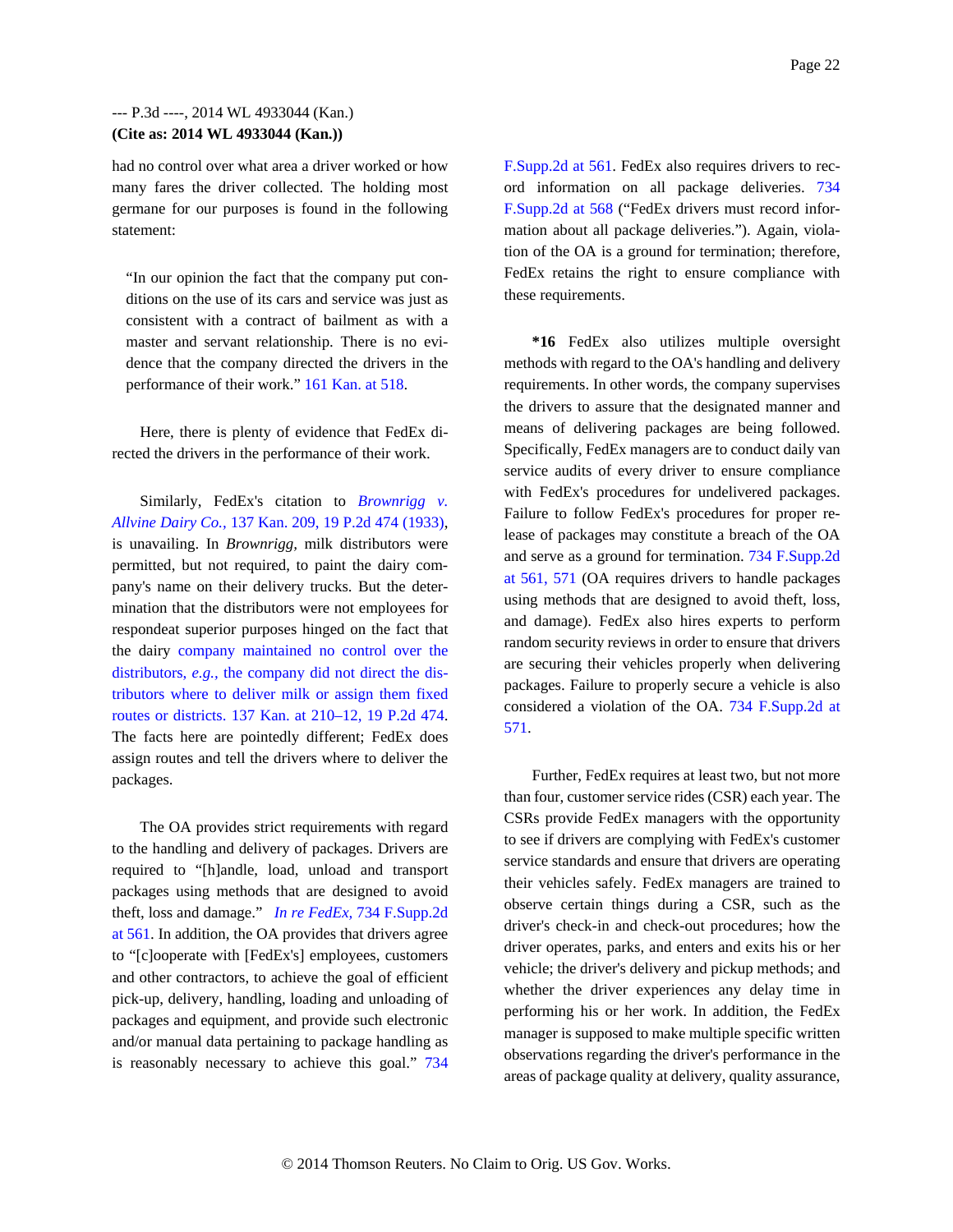had no control over what area a driver worked or how many fares the driver collected. The holding most germane for our purposes is found in the following statement:

> "In our opinion the fact that the company put conditions on the use of its cars and service was just as consistent with a contract of bailment as with a master and servant relationship. There is no evidence that the company directed the drivers in the performance of their work." 161 Kan. at 518.

Here, there is plenty of evidence that FedEx directed the drivers in the performance of their work.

Similarly, FedEx's citation to *Brownrigg v. Allvine Dairy Co.,* 137 Kan. 209, 19 P.2d 474 (1933), is unavailing. In *Brownrigg,* milk distributors were permitted, but not required, to paint the dairy company's name on their delivery trucks. But the determination that the distributors were not employees for respondeat superior purposes hinged on the fact that the dairy company maintained no control over the distributors, *e.g.,* the company did not direct the distributors where to deliver milk or assign them fixed routes or districts. 137 Kan. at 210–12, 19 P.2d 474. The facts here are pointedly different; FedEx does assign routes and tell the drivers where to deliver the packages.

The OA provides strict requirements with regard to the handling and delivery of packages. Drivers are required to "[h]andle, load, unload and transport packages using methods that are designed to avoid theft, loss and damage." *In re FedEx,* 734 F.Supp.2d at 561. In addition, the OA provides that drivers agree to "[c]ooperate with [FedEx's] employees, customers and other contractors, to achieve the goal of efficient pick-up, delivery, handling, loading and unloading of packages and equipment, and provide such electronic and/or manual data pertaining to package handling as is reasonably necessary to achieve this goal." 734 F.Supp.2d at 561. FedEx also requires drivers to record information on all package deliveries. 734 F.Supp.2d at 568 ("FedEx drivers must record information about all package deliveries."). Again, violation of the OA is a ground for termination; therefore, FedEx retains the right to ensure compliance with these requirements.

**\*16** FedEx also utilizes multiple oversight methods with regard to the OA's handling and delivery requirements. In other words, the company supervises the drivers to assure that the designated manner and means of delivering packages are being followed. Specifically, FedEx managers are to conduct daily van service audits of every driver to ensure compliance with FedEx's procedures for undelivered packages. Failure to follow FedEx's procedures for proper release of packages may constitute a breach of the OA and serve as a ground for termination. 734 F.Supp.2d at 561, 571 (OA requires drivers to handle packages using methods that are designed to avoid theft, loss, and damage). FedEx also hires experts to perform random security reviews in order to ensure that drivers are securing their vehicles properly when delivering packages. Failure to properly secure a vehicle is also considered a violation of the OA. 734 F.Supp.2d at 571.

Further, FedEx requires at least two, but not more than four, customer service rides (CSR) each year. The CSRs provide FedEx managers with the opportunity to see if drivers are complying with FedEx's customer service standards and ensure that drivers are operating their vehicles safely. FedEx managers are trained to observe certain things during a CSR, such as the driver's check-in and check-out procedures; how the driver operates, parks, and enters and exits his or her vehicle; the driver's delivery and pickup methods; and whether the driver experiences any delay time in performing his or her work. In addition, the FedEx manager is supposed to make multiple specific written observations regarding the driver's performance in the areas of package quality at delivery, quality assurance,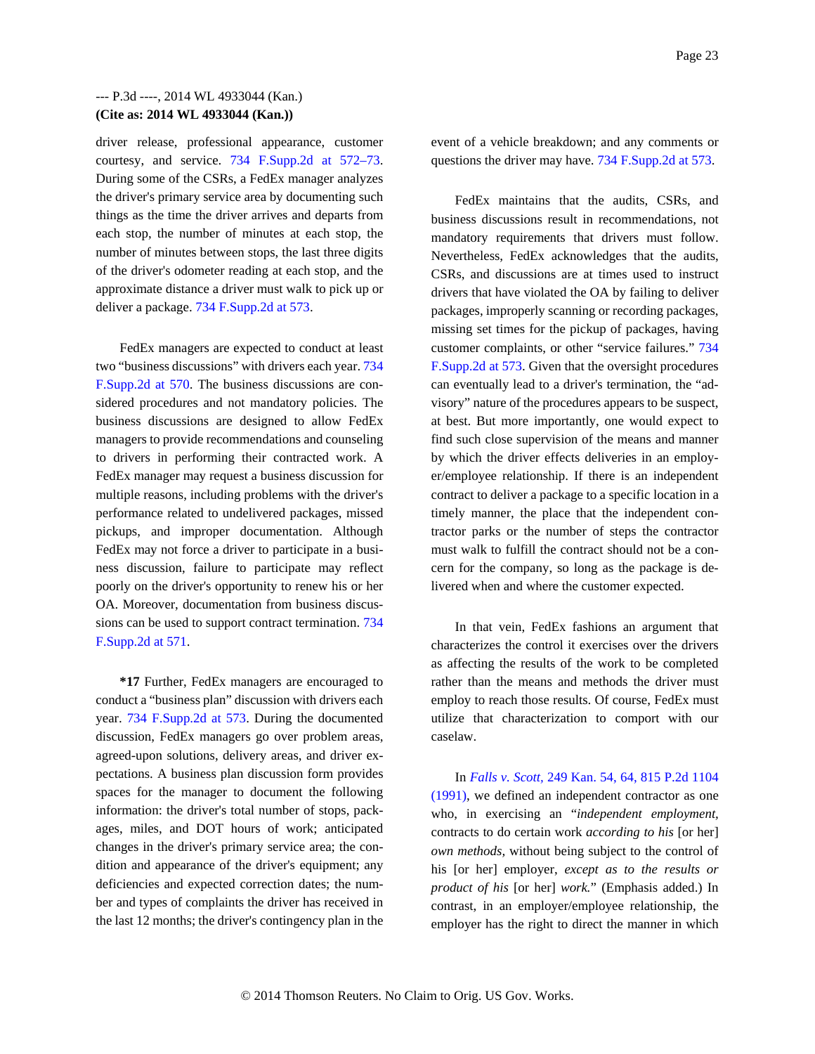driver release, professional appearance, customer courtesy, and service. 734 F.Supp.2d at 572–73. During some of the CSRs, a FedEx manager analyzes the driver's primary service area by documenting such things as the time the driver arrives and departs from each stop, the number of minutes at each stop, the number of minutes between stops, the last three digits of the driver's odometer reading at each stop, and the approximate distance a driver must walk to pick up or deliver a package. 734 F.Supp.2d at 573.

FedEx managers are expected to conduct at least two "business discussions" with drivers each year. 734 F.Supp.2d at 570. The business discussions are considered procedures and not mandatory policies. The business discussions are designed to allow FedEx managers to provide recommendations and counseling to drivers in performing their contracted work. A FedEx manager may request a business discussion for multiple reasons, including problems with the driver's performance related to undelivered packages, missed pickups, and improper documentation. Although FedEx may not force a driver to participate in a business discussion, failure to participate may reflect poorly on the driver's opportunity to renew his or her OA. Moreover, documentation from business discussions can be used to support contract termination. 734 F.Supp.2d at 571.

**\*17** Further, FedEx managers are encouraged to conduct a "business plan" discussion with drivers each year. 734 F.Supp.2d at 573. During the documented discussion, FedEx managers go over problem areas, agreed-upon solutions, delivery areas, and driver expectations. A business plan discussion form provides spaces for the manager to document the following information: the driver's total number of stops, packages, miles, and DOT hours of work; anticipated changes in the driver's primary service area; the condition and appearance of the driver's equipment; any deficiencies and expected correction dates; the number and types of complaints the driver has received in the last 12 months; the driver's contingency plan in the event of a vehicle breakdown; and any comments or questions the driver may have. 734 F.Supp.2d at 573.

FedEx maintains that the audits, CSRs, and business discussions result in recommendations, not mandatory requirements that drivers must follow. Nevertheless, FedEx acknowledges that the audits, CSRs, and discussions are at times used to instruct drivers that have violated the OA by failing to deliver packages, improperly scanning or recording packages, missing set times for the pickup of packages, having customer complaints, or other "service failures." 734 F.Supp.2d at 573. Given that the oversight procedures can eventually lead to a driver's termination, the "advisory" nature of the procedures appears to be suspect, at best. But more importantly, one would expect to find such close supervision of the means and manner by which the driver effects deliveries in an employer/employee relationship. If there is an independent contract to deliver a package to a specific location in a timely manner, the place that the independent contractor parks or the number of steps the contractor must walk to fulfill the contract should not be a concern for the company, so long as the package is delivered when and where the customer expected.

In that vein, FedEx fashions an argument that characterizes the control it exercises over the drivers as affecting the results of the work to be completed rather than the means and methods the driver must employ to reach those results. Of course, FedEx must utilize that characterization to comport with our caselaw.

In *Falls v. Scott,* 249 Kan. 54, 64, 815 P.2d 1104 (1991), we defined an independent contractor as one who, in exercising an "*independent employment,* contracts to do certain work *according to his* [or her] *own methods,* without being subject to the control of his [or her] employer, *except as to the results or product of his* [or her] *work.*" (Emphasis added.) In contrast, in an employer/employee relationship, the employer has the right to direct the manner in which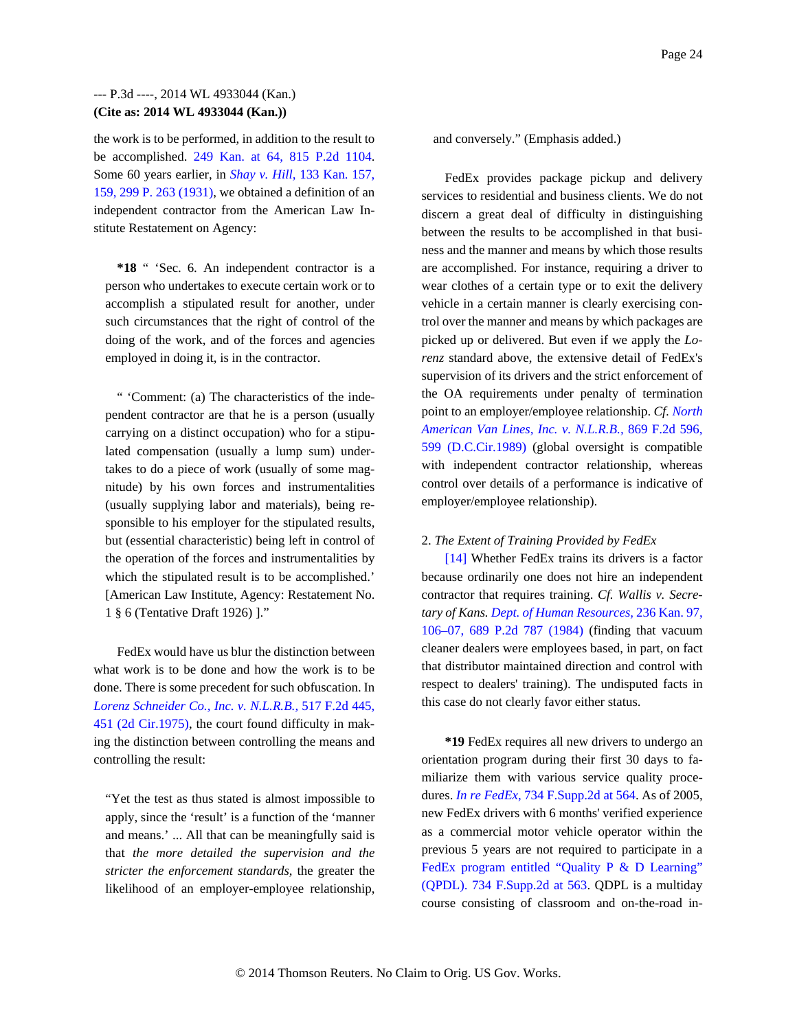the work is to be performed, in addition to the result to be accomplished. 249 Kan. at 64, 815 P.2d 1104. Some 60 years earlier, in *Shay v. Hill,* 133 Kan. 157, 159, 299 P. 263 (1931), we obtained a definition of an independent contractor from the American Law Institute Restatement on Agency:

> **\*18** " 'Sec. 6. An independent contractor is a person who undertakes to execute certain work or to accomplish a stipulated result for another, under such circumstances that the right of control of the doing of the work, and of the forces and agencies employed in doing it, is in the contractor.
>
> " 'Comment: (a) The characteristics of the independent contractor are that he is a person (usually carrying on a distinct occupation) who for a stipulated compensation (usually a lump sum) undertakes to do a piece of work (usually of some magnitude) by his own forces and instrumentalities (usually supplying labor and materials), being responsible to his employer for the stipulated results, but (essential characteristic) being left in control of the operation of the forces and instrumentalities by which the stipulated result is to be accomplished.' [American Law Institute, Agency: Restatement No. 1 § 6 (Tentative Draft 1926) ]."

FedEx would have us blur the distinction between what work is to be done and how the work is to be done. There is some precedent for such obfuscation. In *Lorenz Schneider Co., Inc. v. N.L.R.B.,* 517 F.2d 445, 451 (2d Cir.1975), the court found difficulty in making the distinction between controlling the means and controlling the result:

> "Yet the test as thus stated is almost impossible to apply, since the 'result' is a function of the 'manner and means.' ... All that can be meaningfully said is that *the more detailed the supervision and the stricter the enforcement standards,* the greater the likelihood of an employer-employee relationship, and conversely." (Emphasis added.)

FedEx provides package pickup and delivery services to residential and business clients. We do not discern a great deal of difficulty in distinguishing between the results to be accomplished in that business and the manner and means by which those results are accomplished. For instance, requiring a driver to wear clothes of a certain type or to exit the delivery vehicle in a certain manner is clearly exercising control over the manner and means by which packages are picked up or delivered. But even if we apply the *Lorenz* standard above, the extensive detail of FedEx's supervision of its drivers and the strict enforcement of the OA requirements under penalty of termination point to an employer/employee relationship. *Cf. North American Van Lines, Inc. v. N.L.R.B.,* 869 F.2d 596, 599 (D.C.Cir.1989) (global oversight is compatible with independent contractor relationship, whereas control over details of a performance is indicative of employer/employee relationship).

2. *The Extent of Training Provided by FedEx*

[14] Whether FedEx trains its drivers is a factor because ordinarily one does not hire an independent contractor that requires training. *Cf. Wallis v. Secretary of Kans. Dept. of Human Resources,* 236 Kan. 97, 106–07, 689 P.2d 787 (1984) (finding that vacuum cleaner dealers were employees based, in part, on fact that distributor maintained direction and control with respect to dealers' training). The undisputed facts in this case do not clearly favor either status.

**\*19** FedEx requires all new drivers to undergo an orientation program during their first 30 days to familiarize them with various service quality procedures. *In re FedEx,* 734 F.Supp.2d at 564. As of 2005, new FedEx drivers with 6 months' verified experience as a commercial motor vehicle operator within the previous 5 years are not required to participate in a FedEx program entitled "Quality P & D Learning" (QPDL). 734 F.Supp.2d at 563. QDPL is a multiday course consisting of classroom and on-the-road in-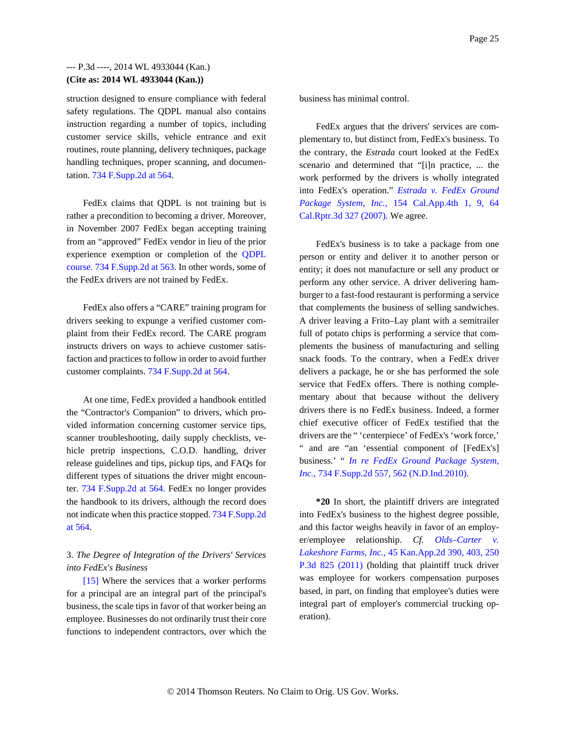struction designed to ensure compliance with federal safety regulations. The QDPL manual also contains instruction regarding a number of topics, including customer service skills, vehicle entrance and exit routines, route planning, delivery techniques, package handling techniques, proper scanning, and documentation. 734 F.Supp.2d at 564.

FedEx claims that QDPL is not training but is rather a precondition to becoming a driver. Moreover, in November 2007 FedEx began accepting training from an "approved" FedEx vendor in lieu of the prior experience exemption or completion of the QDPL course. 734 F.Supp.2d at 563. In other words, some of the FedEx drivers are not trained by FedEx.

FedEx also offers a "CARE" training program for drivers seeking to expunge a verified customer complaint from their FedEx record. The CARE program instructs drivers on ways to achieve customer satisfaction and practices to follow in order to avoid further customer complaints. 734 F.Supp.2d at 564.

At one time, FedEx provided a handbook entitled the "Contractor's Companion" to drivers, which provided information concerning customer service tips, scanner troubleshooting, daily supply checklists, vehicle pretrip inspections, C.O.D. handling, driver release guidelines and tips, pickup tips, and FAQs for different types of situations the driver might encounter. 734 F.Supp.2d at 564. FedEx no longer provides the handbook to its drivers, although the record does not indicate when this practice stopped. 734 F.Supp.2d at 564.

3. *The Degree of Integration of the Drivers' Services into FedEx's Business*

[15] Where the services that a worker performs for a principal are an integral part of the principal's business, the scale tips in favor of that worker being an employee. Businesses do not ordinarily trust their core functions to independent contractors, over which the business has minimal control.

FedEx argues that the drivers' services are complementary to, but distinct from, FedEx's business. To the contrary, the *Estrada* court looked at the FedEx scenario and determined that "[i]n practice, ... the work performed by the drivers is wholly integrated into FedEx's operation." *Estrada v. FedEx Ground Package System, Inc.,* 154 Cal.App.4th 1, 9, 64 Cal.Rptr.3d 327 (2007). We agree.

FedEx's business is to take a package from one person or entity and deliver it to another person or entity; it does not manufacture or sell any product or perform any other service. A driver delivering hamburger to a fast-food restaurant is performing a service that complements the business of selling sandwiches. A driver leaving a Frito–Lay plant with a semitrailer full of potato chips is performing a service that complements the business of manufacturing and selling snack foods. To the contrary, when a FedEx driver delivers a package, he or she has performed the sole service that FedEx offers. There is nothing complementary about that because without the delivery drivers there is no FedEx business. Indeed, a former chief executive officer of FedEx testified that the drivers are the " 'centerpiece' of FedEx's 'work force,' " and are "an 'essential component of [FedEx's] business.' " *In re FedEx Ground Package System, Inc.,* 734 F.Supp.2d 557, 562 (N.D.Ind.2010).

**\*20** In short, the plaintiff drivers are integrated into FedEx's business to the highest degree possible, and this factor weighs heavily in favor of an employer/employee relationship. *Cf. Olds–Carter v. Lakeshore Farms, Inc.,* 45 Kan.App.2d 390, 403, 250 P.3d 825 (2011) (holding that plaintiff truck driver was employee for workers compensation purposes based, in part, on finding that employee's duties were integral part of employer's commercial trucking operation).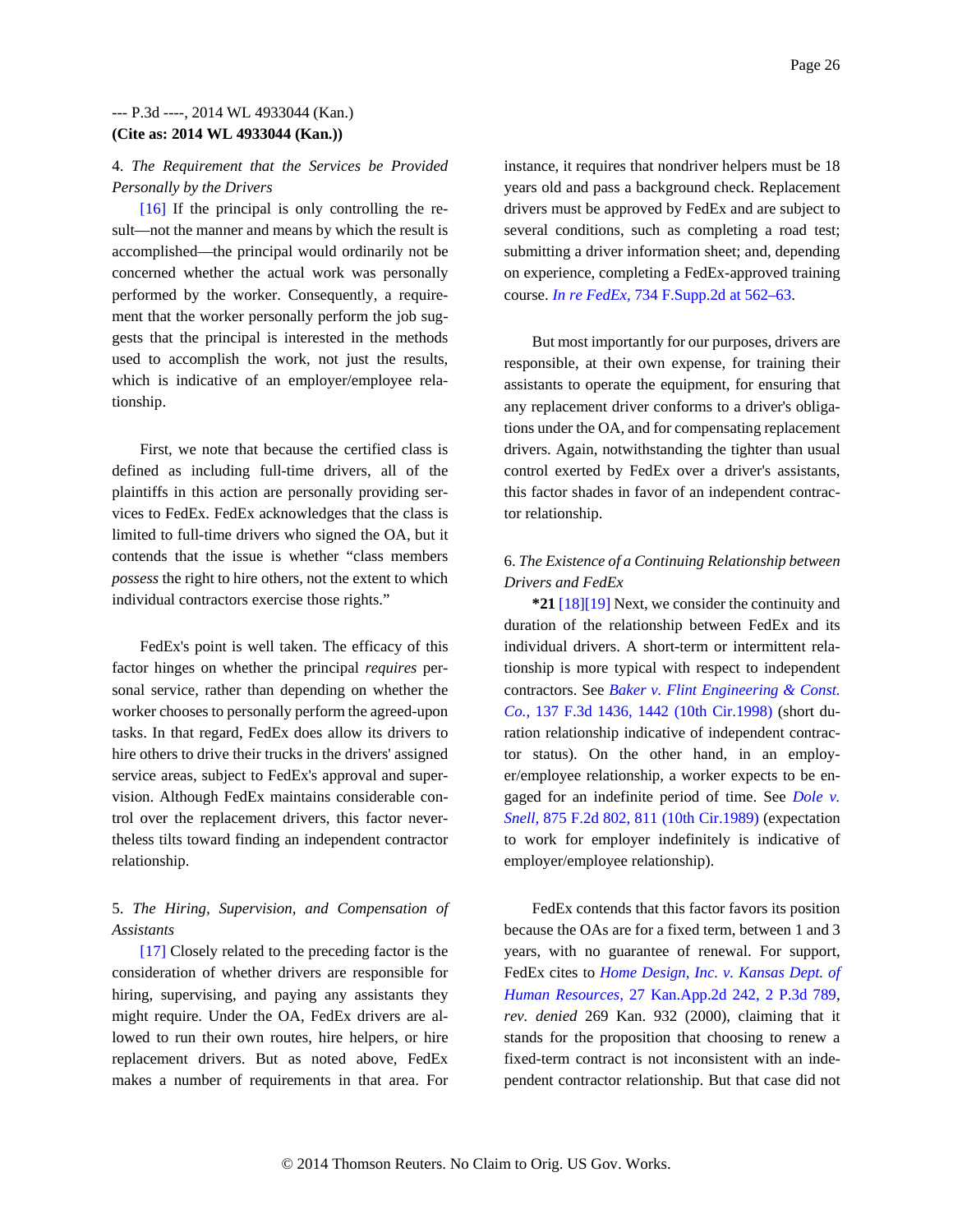4. *The Requirement that the Services be Provided Personally by the Drivers*

[16] If the principal is only controlling the result—not the manner and means by which the result is accomplished—the principal would ordinarily not be concerned whether the actual work was personally performed by the worker. Consequently, a requirement that the worker personally perform the job suggests that the principal is interested in the methods used to accomplish the work, not just the results, which is indicative of an employer/employee relationship.

First, we note that because the certified class is defined as including full-time drivers, all of the plaintiffs in this action are personally providing services to FedEx. FedEx acknowledges that the class is limited to full-time drivers who signed the OA, but it contends that the issue is whether “class members *possess* the right to hire others, not the extent to which individual contractors exercise those rights.”

FedEx's point is well taken. The efficacy of this factor hinges on whether the principal *requires* personal service, rather than depending on whether the worker chooses to personally perform the agreed-upon tasks. In that regard, FedEx does allow its drivers to hire others to drive their trucks in the drivers' assigned service areas, subject to FedEx's approval and supervision. Although FedEx maintains considerable control over the replacement drivers, this factor nevertheless tilts toward finding an independent contractor relationship.

5. *The Hiring, Supervision, and Compensation of Assistants*

[17] Closely related to the preceding factor is the consideration of whether drivers are responsible for hiring, supervising, and paying any assistants they might require. Under the OA, FedEx drivers are allowed to run their own routes, hire helpers, or hire replacement drivers. But as noted above, FedEx makes a number of requirements in that area. For instance, it requires that nondriver helpers must be 18 years old and pass a background check. Replacement drivers must be approved by FedEx and are subject to several conditions, such as completing a road test; submitting a driver information sheet; and, depending on experience, completing a FedEx-approved training course. *In re FedEx,* 734 F.Supp.2d at 562–63.

But most importantly for our purposes, drivers are responsible, at their own expense, for training their assistants to operate the equipment, for ensuring that any replacement driver conforms to a driver's obligations under the OA, and for compensating replacement drivers. Again, notwithstanding the tighter than usual control exerted by FedEx over a driver's assistants, this factor shades in favor of an independent contractor relationship.

6. *The Existence of a Continuing Relationship between Drivers and FedEx*

**\*21** [18][19] Next, we consider the continuity and duration of the relationship between FedEx and its individual drivers. A short-term or intermittent relationship is more typical with respect to independent contractors. See *Baker v. Flint Engineering & Const. Co.,* 137 F.3d 1436, 1442 (10th Cir.1998) (short duration relationship indicative of independent contractor status). On the other hand, in an employer/employee relationship, a worker expects to be engaged for an indefinite period of time. See *Dole v. Snell,* 875 F.2d 802, 811 (10th Cir.1989) (expectation to work for employer indefinitely is indicative of employer/employee relationship).

FedEx contends that this factor favors its position because the OAs are for a fixed term, between 1 and 3 years, with no guarantee of renewal. For support, FedEx cites to *Home Design, Inc. v. Kansas Dept. of Human Resources,* 27 Kan.App.2d 242, 2 P.3d 789, *rev. denied* 269 Kan. 932 (2000), claiming that it stands for the proposition that choosing to renew a fixed-term contract is not inconsistent with an independent contractor relationship. But that case did not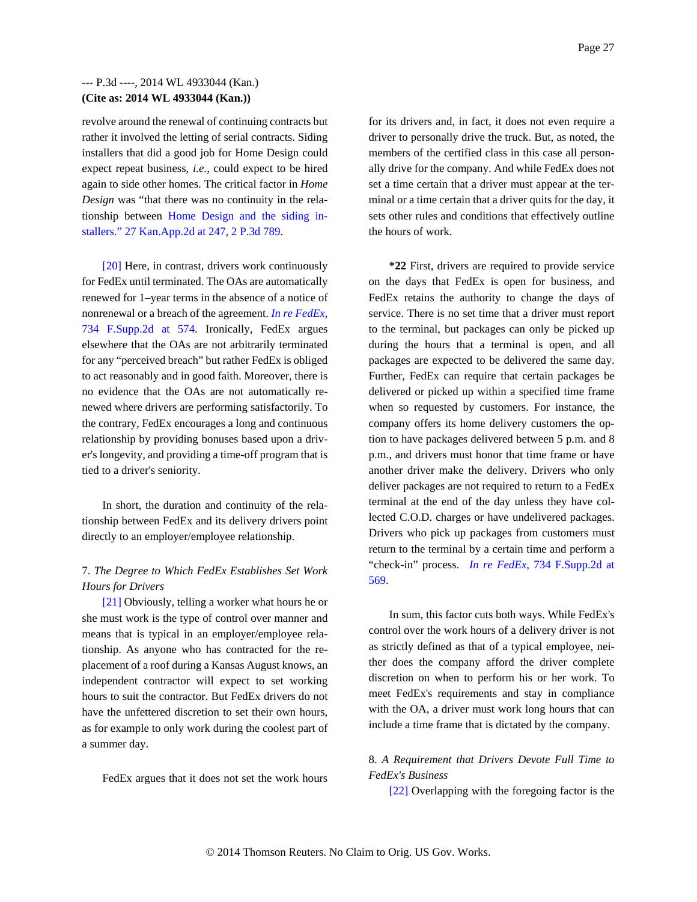revolve around the renewal of continuing contracts but rather it involved the letting of serial contracts. Siding installers that did a good job for Home Design could expect repeat business, *i.e.,* could expect to be hired again to side other homes. The critical factor in *Home Design* was "that there was no continuity in the relationship between Home Design and the siding installers." 27 Kan.App.2d at 247, 2 P.3d 789.

[20] Here, in contrast, drivers work continuously for FedEx until terminated. The OAs are automatically renewed for 1–year terms in the absence of a notice of nonrenewal or a breach of the agreement. *In re FedEx,* 734 F.Supp.2d at 574. Ironically, FedEx argues elsewhere that the OAs are not arbitrarily terminated for any "perceived breach" but rather FedEx is obliged to act reasonably and in good faith. Moreover, there is no evidence that the OAs are not automatically renewed where drivers are performing satisfactorily. To the contrary, FedEx encourages a long and continuous relationship by providing bonuses based upon a driver's longevity, and providing a time-off program that is tied to a driver's seniority.

In short, the duration and continuity of the relationship between FedEx and its delivery drivers point directly to an employer/employee relationship.

7. *The Degree to Which FedEx Establishes Set Work Hours for Drivers*

[21] Obviously, telling a worker what hours he or she must work is the type of control over manner and means that is typical in an employer/employee relationship. As anyone who has contracted for the replacement of a roof during a Kansas August knows, an independent contractor will expect to set working hours to suit the contractor. But FedEx drivers do not have the unfettered discretion to set their own hours, as for example to only work during the coolest part of a summer day.

FedEx argues that it does not set the work hours for its drivers and, in fact, it does not even require a driver to personally drive the truck. But, as noted, the members of the certified class in this case all personally drive for the company. And while FedEx does not set a time certain that a driver must appear at the terminal or a time certain that a driver quits for the day, it sets other rules and conditions that effectively outline the hours of work.

**\*22** First, drivers are required to provide service on the days that FedEx is open for business, and FedEx retains the authority to change the days of service. There is no set time that a driver must report to the terminal, but packages can only be picked up during the hours that a terminal is open, and all packages are expected to be delivered the same day. Further, FedEx can require that certain packages be delivered or picked up within a specified time frame when so requested by customers. For instance, the company offers its home delivery customers the option to have packages delivered between 5 p.m. and 8 p.m., and drivers must honor that time frame or have another driver make the delivery. Drivers who only deliver packages are not required to return to a FedEx terminal at the end of the day unless they have collected C.O.D. charges or have undelivered packages. Drivers who pick up packages from customers must return to the terminal by a certain time and perform a "check-in" process. *In re FedEx,* 734 F.Supp.2d at 569.

In sum, this factor cuts both ways. While FedEx's control over the work hours of a delivery driver is not as strictly defined as that of a typical employee, neither does the company afford the driver complete discretion on when to perform his or her work. To meet FedEx's requirements and stay in compliance with the OA, a driver must work long hours that can include a time frame that is dictated by the company.

8. *A Requirement that Drivers Devote Full Time to FedEx's Business*

[22] Overlapping with the foregoing factor is the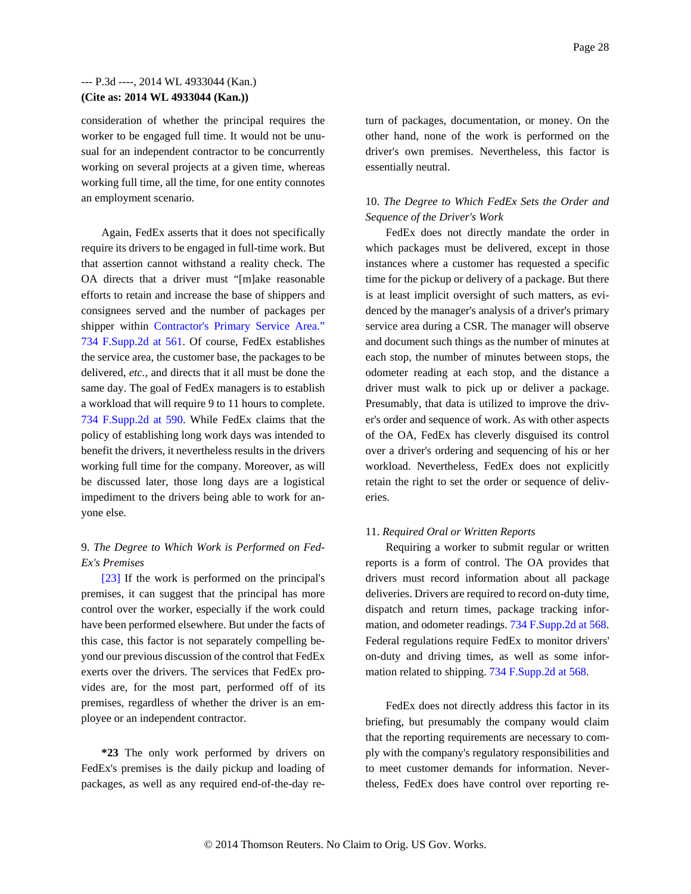consideration of whether the principal requires the worker to be engaged full time. It would not be unusual for an independent contractor to be concurrently working on several projects at a given time, whereas working full time, all the time, for one entity connotes an employment scenario.

Again, FedEx asserts that it does not specifically require its drivers to be engaged in full-time work. But that assertion cannot withstand a reality check. The OA directs that a driver must "[m]ake reasonable efforts to retain and increase the base of shippers and consignees served and the number of packages per shipper within Contractor's Primary Service Area." 734 F.Supp.2d at 561. Of course, FedEx establishes the service area, the customer base, the packages to be delivered, *etc.*, and directs that it all must be done the same day. The goal of FedEx managers is to establish a workload that will require 9 to 11 hours to complete. 734 F.Supp.2d at 590. While FedEx claims that the policy of establishing long work days was intended to benefit the drivers, it nevertheless results in the drivers working full time for the company. Moreover, as will be discussed later, those long days are a logistical impediment to the drivers being able to work for anyone else.

9. *The Degree to Which Work is Performed on FedEx's Premises*

[23] If the work is performed on the principal's premises, it can suggest that the principal has more control over the worker, especially if the work could have been performed elsewhere. But under the facts of this case, this factor is not separately compelling beyond our previous discussion of the control that FedEx exerts over the drivers. The services that FedEx provides are, for the most part, performed off of its premises, regardless of whether the driver is an employee or an independent contractor.

**\*23** The only work performed by drivers on FedEx's premises is the daily pickup and loading of packages, as well as any required end-of-the-day return of packages, documentation, or money. On the other hand, none of the work is performed on the driver's own premises. Nevertheless, this factor is essentially neutral.

10. *The Degree to Which FedEx Sets the Order and Sequence of the Driver's Work*

FedEx does not directly mandate the order in which packages must be delivered, except in those instances where a customer has requested a specific time for the pickup or delivery of a package. But there is at least implicit oversight of such matters, as evidenced by the manager's analysis of a driver's primary service area during a CSR. The manager will observe and document such things as the number of minutes at each stop, the number of minutes between stops, the odometer reading at each stop, and the distance a driver must walk to pick up or deliver a package. Presumably, that data is utilized to improve the driver's order and sequence of work. As with other aspects of the OA, FedEx has cleverly disguised its control over a driver's ordering and sequencing of his or her workload. Nevertheless, FedEx does not explicitly retain the right to set the order or sequence of deliveries.

11. *Required Oral or Written Reports*

Requiring a worker to submit regular or written reports is a form of control. The OA provides that drivers must record information about all package deliveries. Drivers are required to record on-duty time, dispatch and return times, package tracking information, and odometer readings. 734 F.Supp.2d at 568. Federal regulations require FedEx to monitor drivers' on-duty and driving times, as well as some information related to shipping. 734 F.Supp.2d at 568.

FedEx does not directly address this factor in its briefing, but presumably the company would claim that the reporting requirements are necessary to comply with the company's regulatory responsibilities and to meet customer demands for information. Nevertheless, FedEx does have control over reporting re-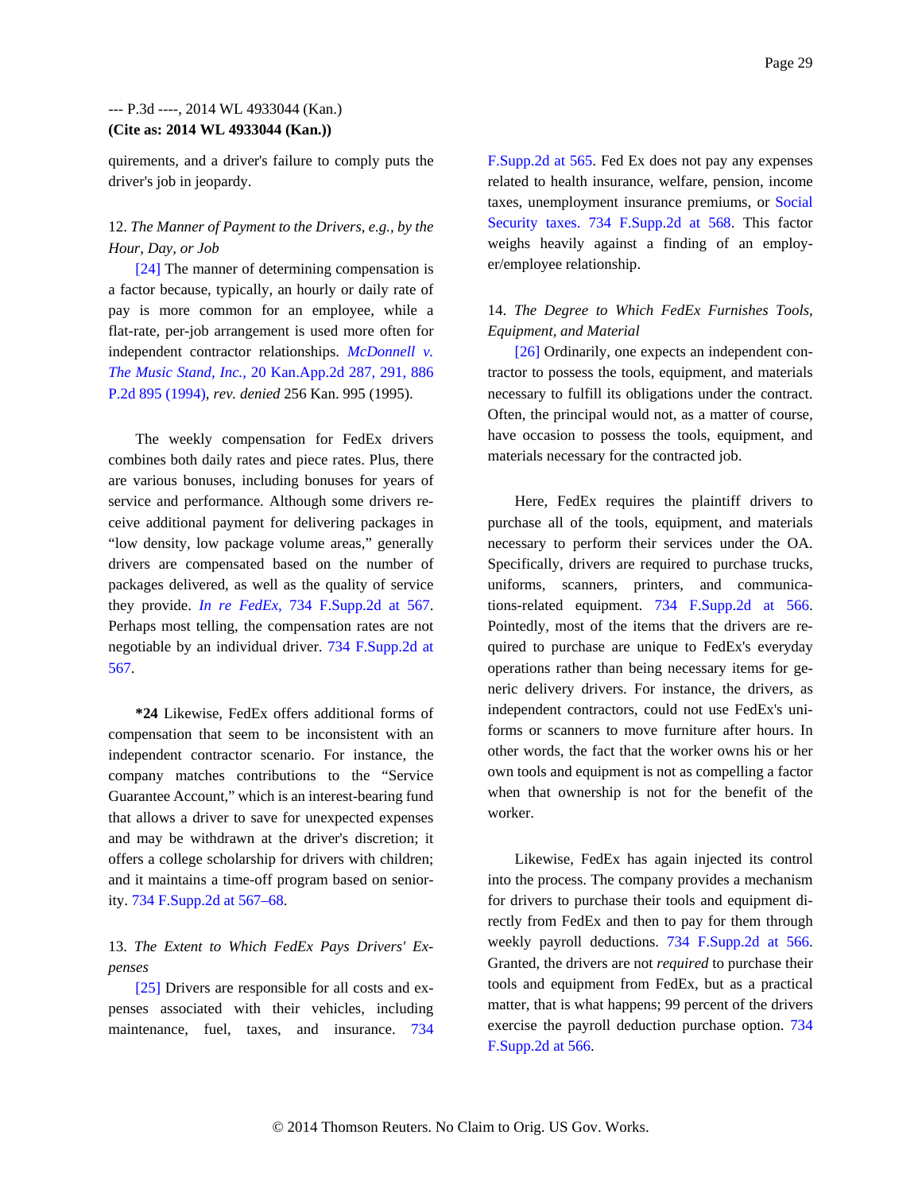quirements, and a driver's failure to comply puts the driver's job in jeopardy.

12. *The Manner of Payment to the Drivers, e.g., by the Hour, Day, or Job*

[24] The manner of determining compensation is a factor because, typically, an hourly or daily rate of pay is more common for an employee, while a flat-rate, per-job arrangement is used more often for independent contractor relationships. *McDonnell v. The Music Stand, Inc.,* 20 Kan.App.2d 287, 291, 886 P.2d 895 (1994), *rev. denied* 256 Kan. 995 (1995).

The weekly compensation for FedEx drivers combines both daily rates and piece rates. Plus, there are various bonuses, including bonuses for years of service and performance. Although some drivers receive additional payment for delivering packages in "low density, low package volume areas," generally drivers are compensated based on the number of packages delivered, as well as the quality of service they provide. *In re FedEx,* 734 F.Supp.2d at 567. Perhaps most telling, the compensation rates are not negotiable by an individual driver. 734 F.Supp.2d at 567.

**\*24** Likewise, FedEx offers additional forms of compensation that seem to be inconsistent with an independent contractor scenario. For instance, the company matches contributions to the "Service Guarantee Account," which is an interest-bearing fund that allows a driver to save for unexpected expenses and may be withdrawn at the driver's discretion; it offers a college scholarship for drivers with children; and it maintains a time-off program based on seniority. 734 F.Supp.2d at 567–68.

13. *The Extent to Which FedEx Pays Drivers' Expenses*

[25] Drivers are responsible for all costs and expenses associated with their vehicles, including maintenance, fuel, taxes, and insurance. 734 F.Supp.2d at 565. Fed Ex does not pay any expenses related to health insurance, welfare, pension, income taxes, unemployment insurance premiums, or Social Security taxes. 734 F.Supp.2d at 568. This factor weighs heavily against a finding of an employer/employee relationship.

14. *The Degree to Which FedEx Furnishes Tools, Equipment, and Material*

[26] Ordinarily, one expects an independent contractor to possess the tools, equipment, and materials necessary to fulfill its obligations under the contract. Often, the principal would not, as a matter of course, have occasion to possess the tools, equipment, and materials necessary for the contracted job.

Here, FedEx requires the plaintiff drivers to purchase all of the tools, equipment, and materials necessary to perform their services under the OA. Specifically, drivers are required to purchase trucks, uniforms, scanners, printers, and communications-related equipment. 734 F.Supp.2d at 566. Pointedly, most of the items that the drivers are required to purchase are unique to FedEx's everyday operations rather than being necessary items for generic delivery drivers. For instance, the drivers, as independent contractors, could not use FedEx's uniforms or scanners to move furniture after hours. In other words, the fact that the worker owns his or her own tools and equipment is not as compelling a factor when that ownership is not for the benefit of the worker.

Likewise, FedEx has again injected its control into the process. The company provides a mechanism for drivers to purchase their tools and equipment directly from FedEx and then to pay for them through weekly payroll deductions. 734 F.Supp.2d at 566. Granted, the drivers are not *required* to purchase their tools and equipment from FedEx, but as a practical matter, that is what happens; 99 percent of the drivers exercise the payroll deduction purchase option. 734 F.Supp.2d at 566.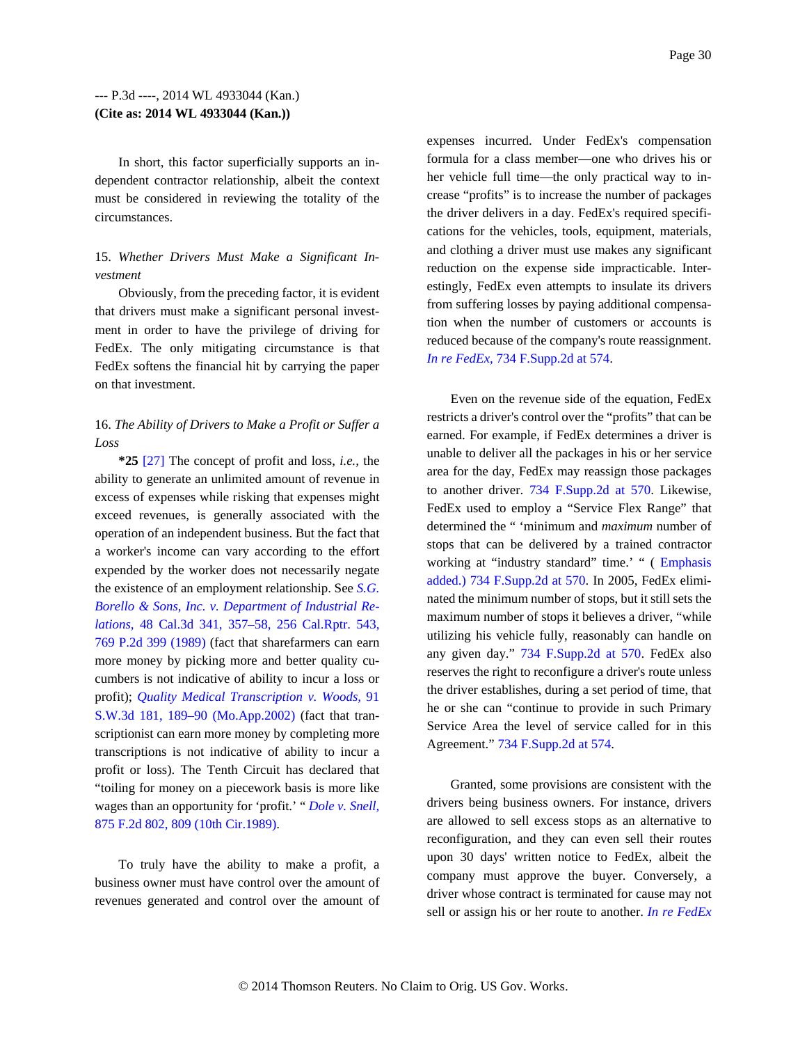In short, this factor superficially supports an independent contractor relationship, albeit the context must be considered in reviewing the totality of the circumstances.

15. *Whether Drivers Must Make a Significant Investment*

Obviously, from the preceding factor, it is evident that drivers must make a significant personal investment in order to have the privilege of driving for FedEx. The only mitigating circumstance is that FedEx softens the financial hit by carrying the paper on that investment.

16. *The Ability of Drivers to Make a Profit or Suffer a Loss*

**\*25** [27] The concept of profit and loss, *i.e.,* the ability to generate an unlimited amount of revenue in excess of expenses while risking that expenses might exceed revenues, is generally associated with the operation of an independent business. But the fact that a worker's income can vary according to the effort expended by the worker does not necessarily negate the existence of an employment relationship. See *S.G. Borello & Sons, Inc. v. Department of Industrial Relations,* 48 Cal.3d 341, 357–58, 256 Cal.Rptr. 543, 769 P.2d 399 (1989) (fact that sharefarmers can earn more money by picking more and better quality cucumbers is not indicative of ability to incur a loss or profit); *Quality Medical Transcription v. Woods,* 91 S.W.3d 181, 189–90 (Mo.App.2002) (fact that transcriptionist can earn more money by completing more transcriptions is not indicative of ability to incur a profit or loss). The Tenth Circuit has declared that "toiling for money on a piecework basis is more like wages than an opportunity for 'profit.' " *Dole v. Snell,* 875 F.2d 802, 809 (10th Cir.1989).

To truly have the ability to make a profit, a business owner must have control over the amount of revenues generated and control over the amount of expenses incurred. Under FedEx's compensation formula for a class member—one who drives his or her vehicle full time—the only practical way to increase "profits" is to increase the number of packages the driver delivers in a day. FedEx's required specifications for the vehicles, tools, equipment, materials, and clothing a driver must use makes any significant reduction on the expense side impracticable. Interestingly, FedEx even attempts to insulate its drivers from suffering losses by paying additional compensation when the number of customers or accounts is reduced because of the company's route reassignment. *In re FedEx,* 734 F.Supp.2d at 574.

Even on the revenue side of the equation, FedEx restricts a driver's control over the "profits" that can be earned. For example, if FedEx determines a driver is unable to deliver all the packages in his or her service area for the day, FedEx may reassign those packages to another driver. 734 F.Supp.2d at 570. Likewise, FedEx used to employ a "Service Flex Range" that determined the " 'minimum and *maximum* number of stops that can be delivered by a trained contractor working at "industry standard" time.' " ( Emphasis added.) 734 F.Supp.2d at 570. In 2005, FedEx eliminated the minimum number of stops, but it still sets the maximum number of stops it believes a driver, "while utilizing his vehicle fully, reasonably can handle on any given day." 734 F.Supp.2d at 570. FedEx also reserves the right to reconfigure a driver's route unless the driver establishes, during a set period of time, that he or she can "continue to provide in such Primary Service Area the level of service called for in this Agreement." 734 F.Supp.2d at 574.

Granted, some provisions are consistent with the drivers being business owners. For instance, drivers are allowed to sell excess stops as an alternative to reconfiguration, and they can even sell their routes upon 30 days' written notice to FedEx, albeit the company must approve the buyer. Conversely, a driver whose contract is terminated for cause may not sell or assign his or her route to another. *In re FedEx*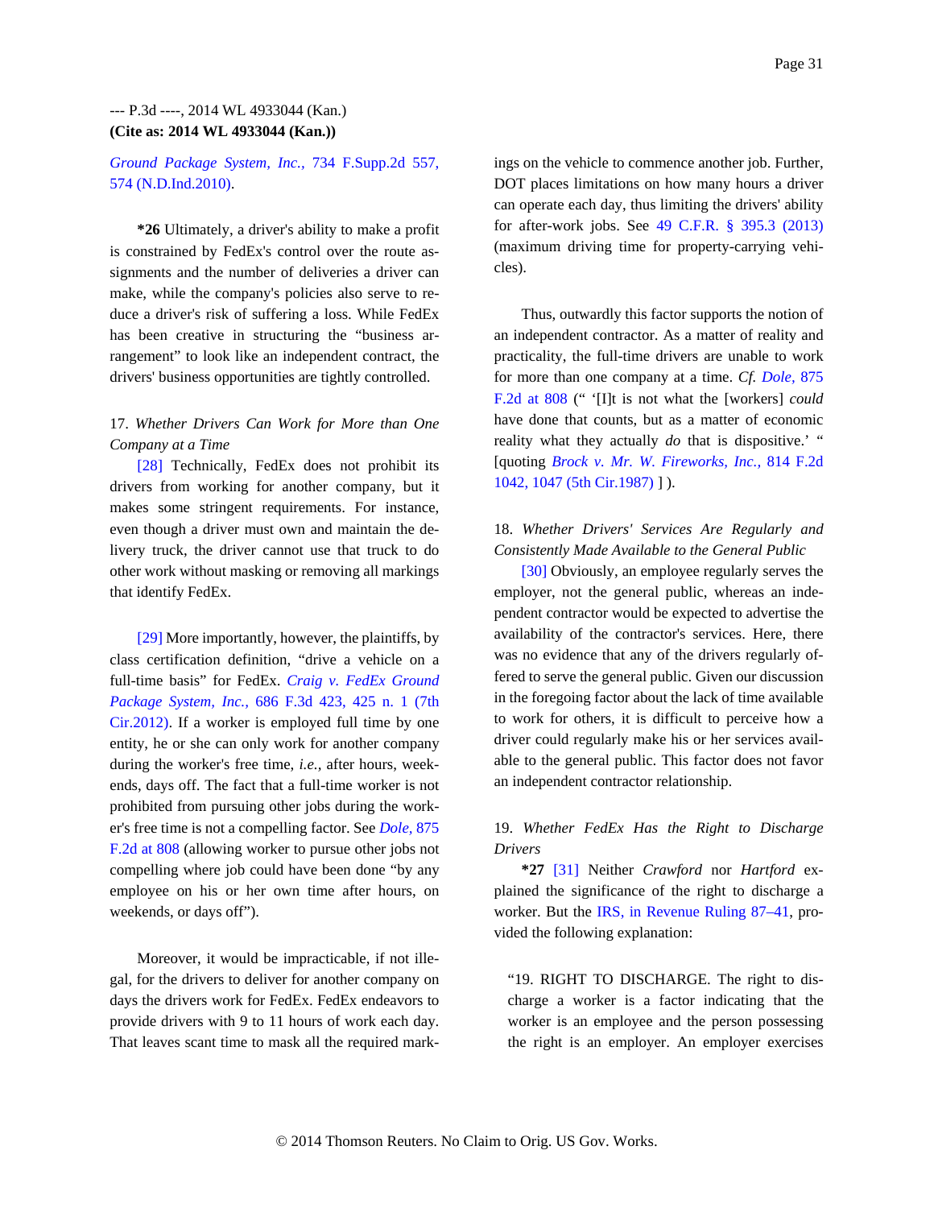*Ground Package System, Inc.,* 734 F.Supp.2d 557, 574 (N.D.Ind.2010).

**\*26** Ultimately, a driver's ability to make a profit is constrained by FedEx's control over the route assignments and the number of deliveries a driver can make, while the company's policies also serve to reduce a driver's risk of suffering a loss. While FedEx has been creative in structuring the "business arrangement" to look like an independent contract, the drivers' business opportunities are tightly controlled.

17. *Whether Drivers Can Work for More than One Company at a Time*

[28] Technically, FedEx does not prohibit its drivers from working for another company, but it makes some stringent requirements. For instance, even though a driver must own and maintain the delivery truck, the driver cannot use that truck to do other work without masking or removing all markings that identify FedEx.

[29] More importantly, however, the plaintiffs, by class certification definition, "drive a vehicle on a full-time basis" for FedEx. *Craig v. FedEx Ground Package System, Inc.,* 686 F.3d 423, 425 n. 1 (7th Cir.2012). If a worker is employed full time by one entity, he or she can only work for another company during the worker's free time, *i.e.,* after hours, weekends, days off. The fact that a full-time worker is not prohibited from pursuing other jobs during the worker's free time is not a compelling factor. See *Dole,* 875 F.2d at 808 (allowing worker to pursue other jobs not compelling where job could have been done "by any employee on his or her own time after hours, on weekends, or days off").

Moreover, it would be impracticable, if not illegal, for the drivers to deliver for another company on days the drivers work for FedEx. FedEx endeavors to provide drivers with 9 to 11 hours of work each day. That leaves scant time to mask all the required markings on the vehicle to commence another job. Further, DOT places limitations on how many hours a driver can operate each day, thus limiting the drivers' ability for after-work jobs. See 49 C.F.R. § 395.3 (2013) (maximum driving time for property-carrying vehicles).

Thus, outwardly this factor supports the notion of an independent contractor. As a matter of reality and practicality, the full-time drivers are unable to work for more than one company at a time. *Cf. Dole,* 875 F.2d at 808 (" '[I]t is not what the [workers] *could* have done that counts, but as a matter of economic reality what they actually *do* that is dispositive.' " [quoting *Brock v. Mr. W. Fireworks, Inc.,* 814 F.2d 1042, 1047 (5th Cir.1987) ] ).

18. *Whether Drivers' Services Are Regularly and Consistently Made Available to the General Public*

[30] Obviously, an employee regularly serves the employer, not the general public, whereas an independent contractor would be expected to advertise the availability of the contractor's services. Here, there was no evidence that any of the drivers regularly offered to serve the general public. Given our discussion in the foregoing factor about the lack of time available to work for others, it is difficult to perceive how a driver could regularly make his or her services available to the general public. This factor does not favor an independent contractor relationship.

19. *Whether FedEx Has the Right to Discharge Drivers*

**\*27** [31] Neither *Crawford* nor *Hartford* explained the significance of the right to discharge a worker. But the IRS, in Revenue Ruling 87–41, provided the following explanation:

> "19. RIGHT TO DISCHARGE. The right to discharge a worker is a factor indicating that the worker is an employee and the person possessing the right is an employer. An employer exercises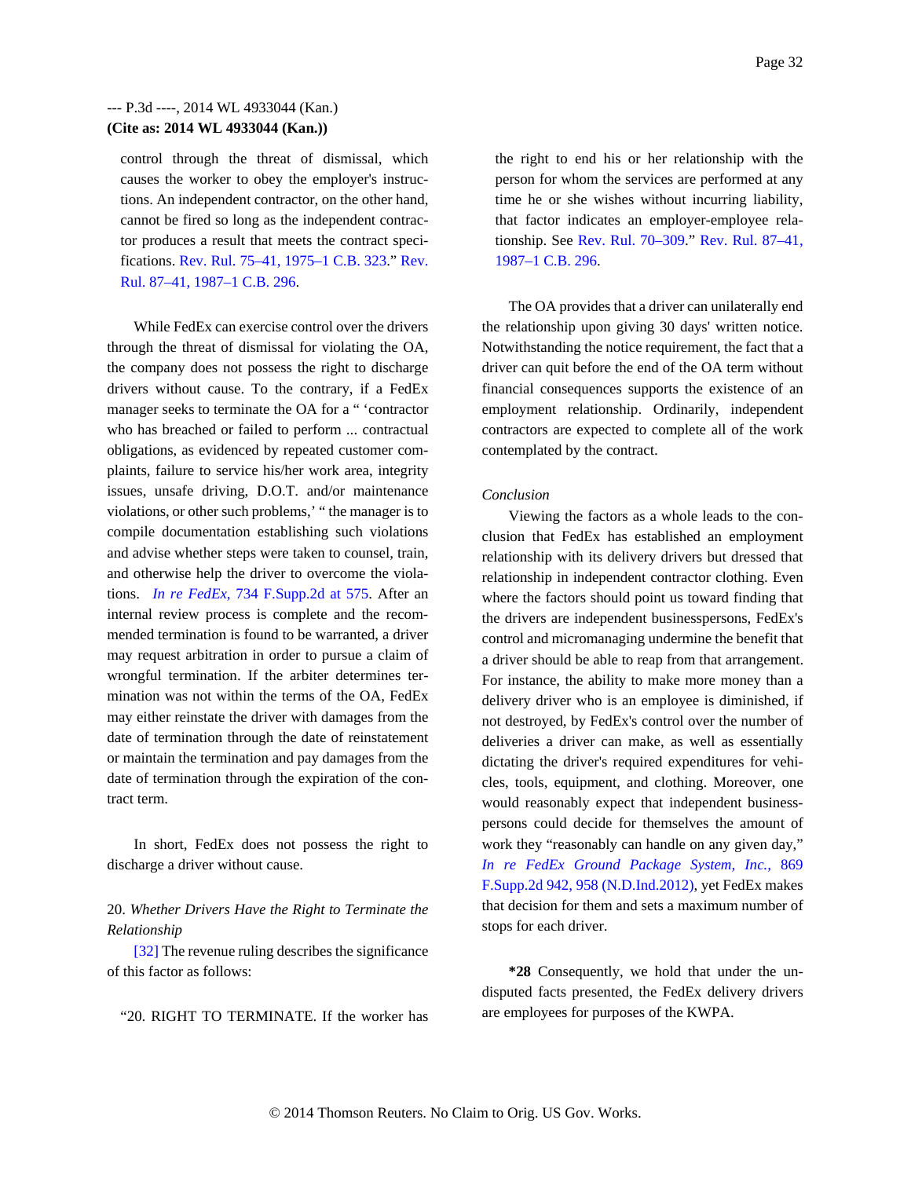control through the threat of dismissal, which causes the worker to obey the employer's instructions. An independent contractor, on the other hand, cannot be fired so long as the independent contractor produces a result that meets the contract specifications. Rev. Rul. 75–41, 1975–1 C.B. 323." Rev. Rul. 87–41, 1987–1 C.B. 296.

While FedEx can exercise control over the drivers through the threat of dismissal for violating the OA, the company does not possess the right to discharge drivers without cause. To the contrary, if a FedEx manager seeks to terminate the OA for a " 'contractor who has breached or failed to perform ... contractual obligations, as evidenced by repeated customer complaints, failure to service his/her work area, integrity issues, unsafe driving, D.O.T. and/or maintenance violations, or other such problems,' " the manager is to compile documentation establishing such violations and advise whether steps were taken to counsel, train, and otherwise help the driver to overcome the violations. *In re FedEx,* 734 F.Supp.2d at 575. After an internal review process is complete and the recommended termination is found to be warranted, a driver may request arbitration in order to pursue a claim of wrongful termination. If the arbiter determines termination was not within the terms of the OA, FedEx may either reinstate the driver with damages from the date of termination through the date of reinstatement or maintain the termination and pay damages from the date of termination through the expiration of the contract term.

In short, FedEx does not possess the right to discharge a driver without cause.

20. *Whether Drivers Have the Right to Terminate the Relationship*

[32] The revenue ruling describes the significance of this factor as follows:

"20. RIGHT TO TERMINATE. If the worker has the right to end his or her relationship with the person for whom the services are performed at any time he or she wishes without incurring liability, that factor indicates an employer-employee relationship. See Rev. Rul. 70–309." Rev. Rul. 87–41, 1987–1 C.B. 296.

The OA provides that a driver can unilaterally end the relationship upon giving 30 days' written notice. Notwithstanding the notice requirement, the fact that a driver can quit before the end of the OA term without financial consequences supports the existence of an employment relationship. Ordinarily, independent contractors are expected to complete all of the work contemplated by the contract.

*Conclusion*

Viewing the factors as a whole leads to the conclusion that FedEx has established an employment relationship with its delivery drivers but dressed that relationship in independent contractor clothing. Even where the factors should point us toward finding that the drivers are independent businesspersons, FedEx's control and micromanaging undermine the benefit that a driver should be able to reap from that arrangement. For instance, the ability to make more money than a delivery driver who is an employee is diminished, if not destroyed, by FedEx's control over the number of deliveries a driver can make, as well as essentially dictating the driver's required expenditures for vehicles, tools, equipment, and clothing. Moreover, one would reasonably expect that independent businesspersons could decide for themselves the amount of work they "reasonably can handle on any given day," *In re FedEx Ground Package System, Inc.,* 869 F.Supp.2d 942, 958 (N.D.Ind.2012), yet FedEx makes that decision for them and sets a maximum number of stops for each driver.

**\*28** Consequently, we hold that under the undisputed facts presented, the FedEx delivery drivers are employees for purposes of the KWPA.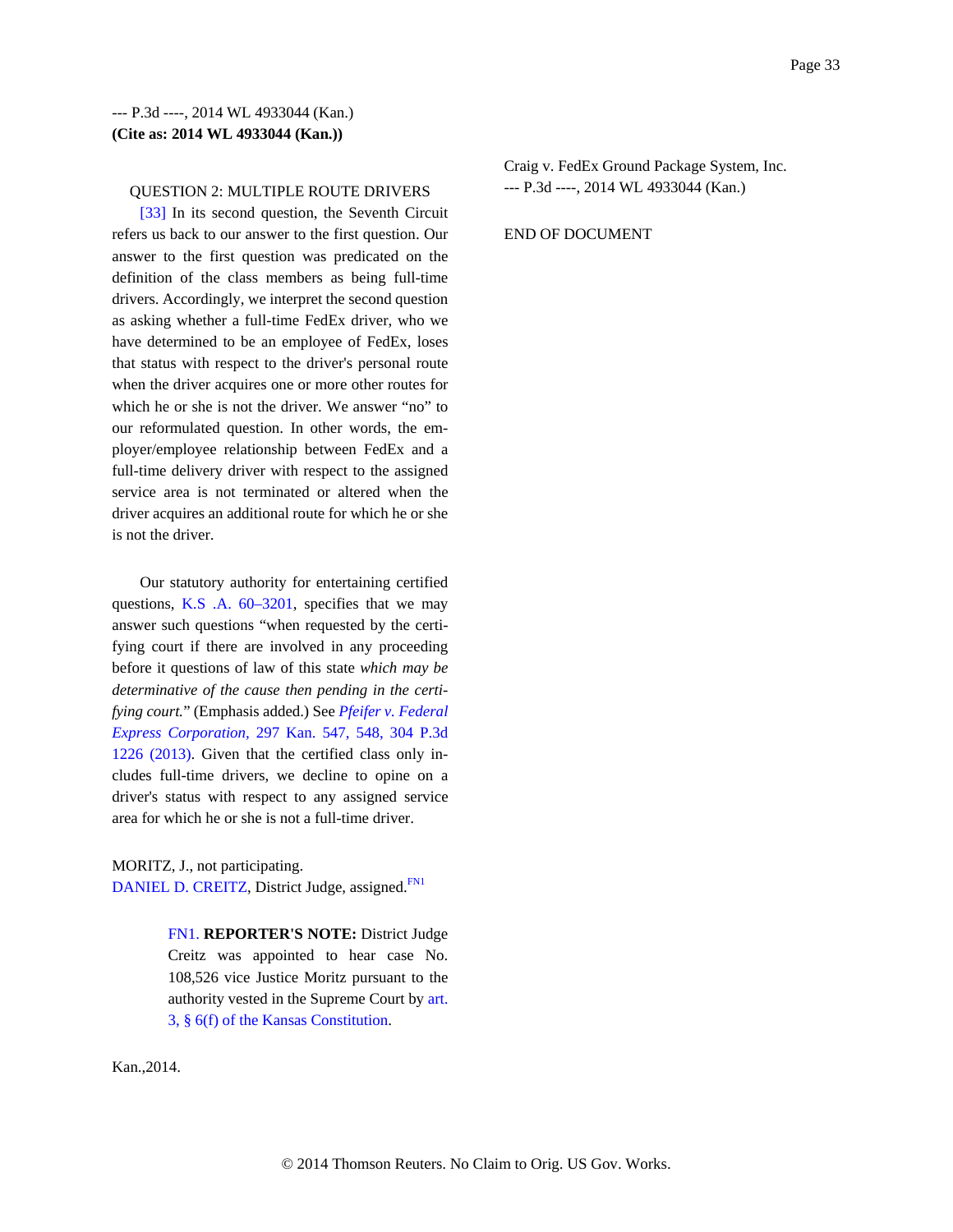QUESTION 2: MULTIPLE ROUTE DRIVERS

[33] In its second question, the Seventh Circuit refers us back to our answer to the first question. Our answer to the first question was predicated on the definition of the class members as being full-time drivers. Accordingly, we interpret the second question as asking whether a full-time FedEx driver, who we have determined to be an employee of FedEx, loses that status with respect to the driver's personal route when the driver acquires one or more other routes for which he or she is not the driver. We answer "no" to our reformulated question. In other words, the employer/employee relationship between FedEx and a full-time delivery driver with respect to the assigned service area is not terminated or altered when the driver acquires an additional route for which he or she is not the driver.

Our statutory authority for entertaining certified questions, K.S .A. 60–3201, specifies that we may answer such questions "when requested by the certifying court if there are involved in any proceeding before it questions of law of this state *which may be determinative of the cause then pending in the certifying court.*" (Emphasis added.) See *Pfeifer v. Federal Express Corporation,* 297 Kan. 547, 548, 304 P.3d 1226 (2013). Given that the certified class only includes full-time drivers, we decline to opine on a driver's status with respect to any assigned service area for which he or she is not a full-time driver.

MORITZ, J., not participating.
DANIEL D. CREITZ, District Judge, assigned.[FN1]

> FN1. **REPORTER'S NOTE:** District Judge Creitz was appointed to hear case No. 108,526 vice Justice Moritz pursuant to the authority vested in the Supreme Court by art. 3, § 6(f) of the Kansas Constitution.

Kan.,2014.

Craig v. FedEx Ground Package System, Inc.
--- P.3d ----, 2014 WL 4933044 (Kan.)

END OF DOCUMENT